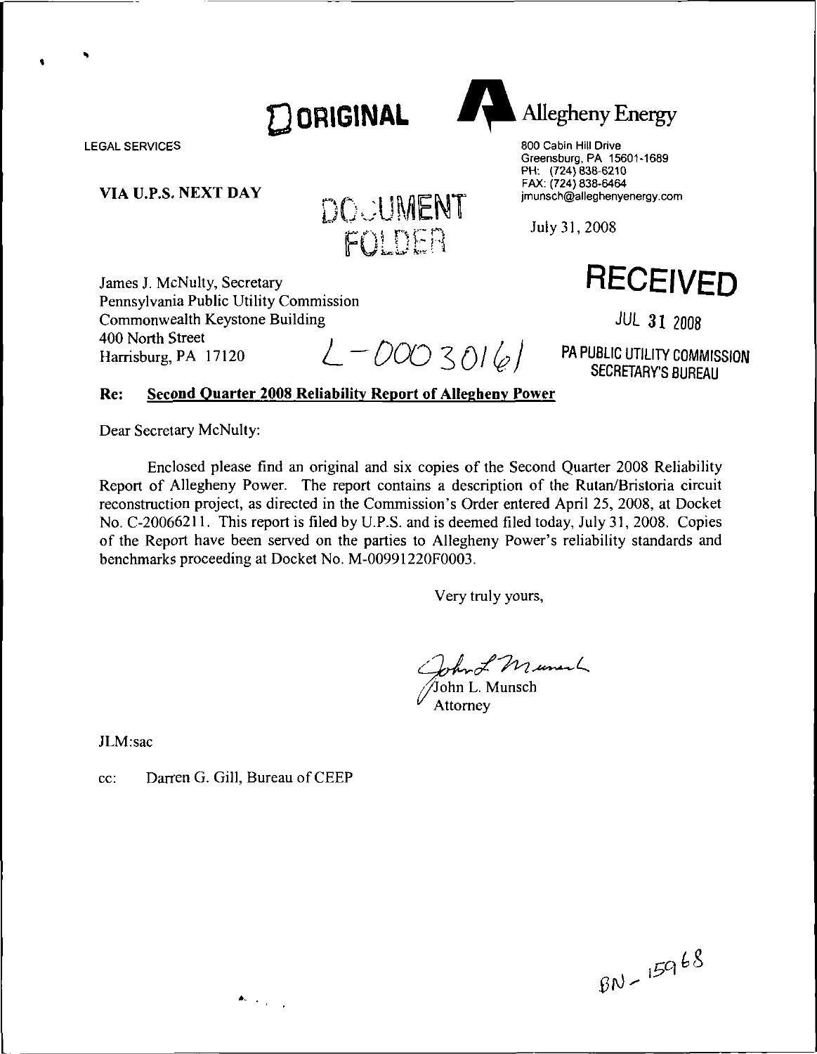ORIGINAL

**Allegheny Energy**

LEGAL SERVICES

800 Cabin Hill Drive
Greensburg, PA 15601-1689
PH: (724) 838-6210
FAX: (724) 838-6464
jmunsch@alleghenyenergy.com

**VIA U.P.S. NEXT DAY**

DOCUMENT FOLDER

July 31, 2008

**RECEIVED**

JUL 31 2008

PA PUBLIC UTILITY COMMISSION
SECRETARY'S BUREAU

James J. McNulty, Secretary
Pennsylvania Public Utility Commission
Commonwealth Keystone Building
400 North Street
Harrisburg, PA 17120

L-00030161

**Re: Second Quarter 2008 Reliability Report of Allegheny Power**

Dear Secretary McNulty:

Enclosed please find an original and six copies of the Second Quarter 2008 Reliability Report of Allegheny Power. The report contains a description of the Rutan/Bristoria circuit reconstruction project, as directed in the Commission's Order entered April 25, 2008, at Docket No. C-20066211. This report is filed by U.P.S. and is deemed filed today, July 31, 2008. Copies of the Report have been served on the parties to Allegheny Power's reliability standards and benchmarks proceeding at Docket No. M-00991220F0003.

Very truly yours,

John L. Munsch
Attorney

JLM:sac

cc: Darren G. Gill, Bureau of CEEP

BN-15968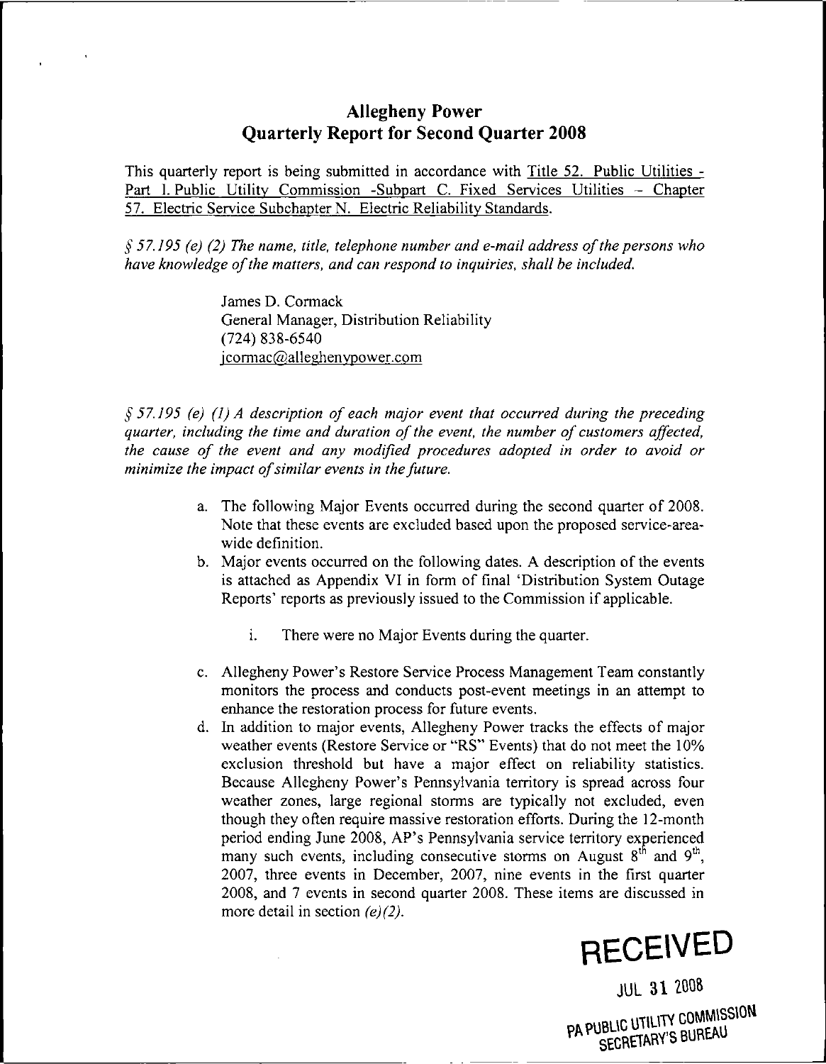# Allegheny Power
## Quarterly Report for Second Quarter 2008

This quarterly report is being submitted in accordance with Title 52. Public Utilities - Part I. Public Utility Commission -Subpart C. Fixed Services Utilities - Chapter 57. Electric Service Subchapter N. Electric Reliability Standards.

*§ 57.195 (e) (2) The name, title, telephone number and e-mail address of the persons who have knowledge of the matters, and can respond to inquiries, shall be included.*

> James D. Cormack
> General Manager, Distribution Reliability
> (724) 838-6540
> jcormac@alleghenypower.com

*§ 57.195 (e) (1) A description of each major event that occurred during the preceding quarter, including the time and duration of the event, the number of customers affected, the cause of the event and any modified procedures adopted in order to avoid or minimize the impact of similar events in the future.*

a. The following Major Events occurred during the second quarter of 2008. Note that these events are excluded based upon the proposed service-area-wide definition.
b. Major events occurred on the following dates. A description of the events is attached as Appendix VI in form of final 'Distribution System Outage Reports' reports as previously issued to the Commission if applicable.
   i. There were no Major Events during the quarter.
c. Allegheny Power's Restore Service Process Management Team constantly monitors the process and conducts post-event meetings in an attempt to enhance the restoration process for future events.
d. In addition to major events, Allegheny Power tracks the effects of major weather events (Restore Service or "RS" Events) that do not meet the 10% exclusion threshold but have a major effect on reliability statistics. Because Allegheny Power's Pennsylvania territory is spread across four weather zones, large regional storms are typically not excluded, even though they often require massive restoration efforts. During the 12-month period ending June 2008, AP's Pennsylvania service territory experienced many such events, including consecutive storms on August 8th and 9th, 2007, three events in December, 2007, nine events in the first quarter 2008, and 7 events in second quarter 2008. These items are discussed in more detail in section *(e)(2)*.

RECEIVED

JUL 31 2008

PA PUBLIC UTILITY COMMISSION
SECRETARY'S BUREAU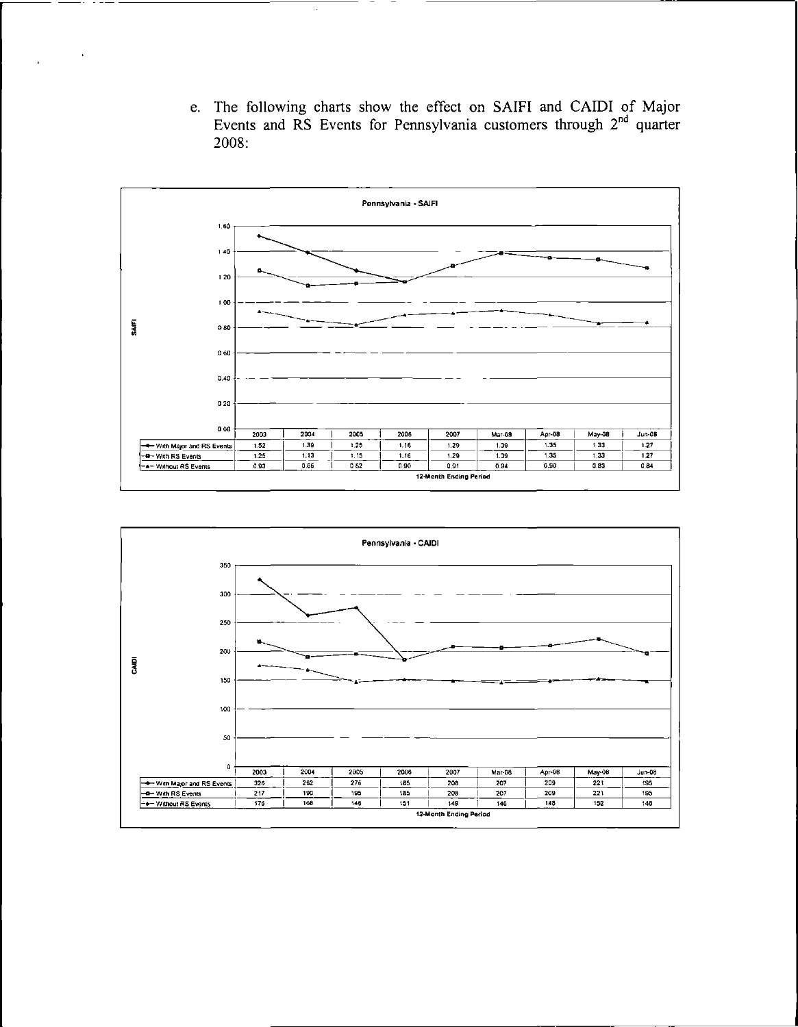e. The following charts show the effect on SAIFI and CAIDI of Major Events and RS Events for Pennsylvania customers through 2[nd] quarter 2008:

**Pennsylvania - SAIFI**

| 12-Month Ending Period | 2003 | 2004 | 2005 | 2006 | 2007 | Mar-08 | Apr-08 | May-08 | Jun-08 |
|---|---|---|---|---|---|---|---|---|---|
| With Major and RS Events | 1.52 | 1.39 | 1.25 | 1.16 | 1.29 | 1.39 | 1.35 | 1.33 | 1.27 |
| With RS Events | 1.25 | 1.13 | 1.15 | 1.16 | 1.29 | 1.39 | 1.35 | 1.33 | 1.27 |
| Without RS Events | 0.93 | 0.86 | 0.82 | 0.90 | 0.91 | 0.94 | 0.90 | 0.83 | 0.84 |

**Pennsylvania - CAIDI**

| 12-Month Ending Period | 2003 | 2004 | 2005 | 2006 | 2007 | Mar-08 | Apr-08 | May-08 | Jun-08 |
|---|---|---|---|---|---|---|---|---|---|
| With Major and RS Events | 326 | 262 | 276 | 185 | 208 | 207 | 209 | 221 | 195 |
| With RS Events | 217 | 190 | 195 | 185 | 208 | 207 | 209 | 221 | 195 |
| Without RS Events | 176 | 168 | 146 | 151 | 149 | 146 | 148 | 152 | 148 |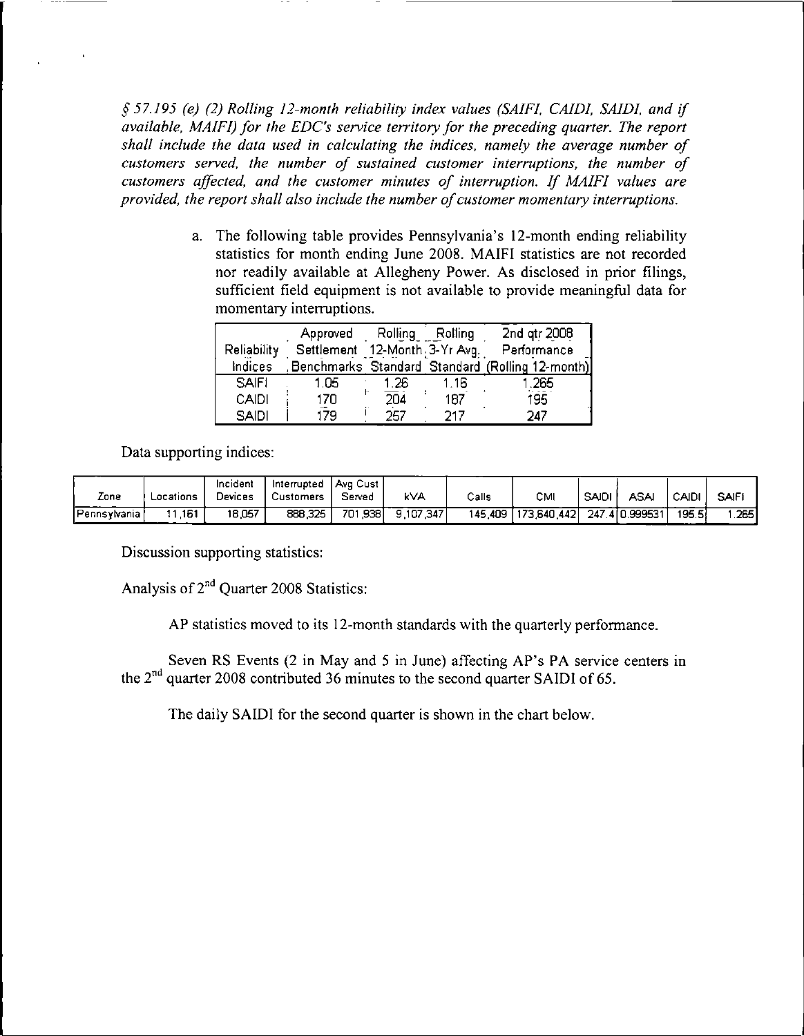*§ 57.195 (e) (2) Rolling 12-month reliability index values (SAIFI, CAIDI, SAIDI, and if available, MAIFI) for the EDC's service territory for the preceding quarter. The report shall include the data used in calculating the indices, namely the average number of customers served, the number of sustained customer interruptions, the number of customers affected, and the customer minutes of interruption. If MAIFI values are provided, the report shall also include the number of customer momentary interruptions.*

a. The following table provides Pennsylvania's 12-month ending reliability statistics for month ending June 2008. MAIFI statistics are not recorded nor readily available at Allegheny Power. As disclosed in prior filings, sufficient field equipment is not available to provide meaningful data for momentary interruptions.

| Reliability Indices | Approved Settlement Benchmarks | Rolling 12-Month Standard | Rolling 3-Yr Avg. Standard | 2nd qtr 2008 Performance (Rolling 12-month) |
|---|---|---|---|---|
| SAIFI | 1.05 | 1.26 | 1.16 | 1.265 |
| CAIDI | 170 | 204 | 187 | 195 |
| SAIDI | 179 | 257 | 217 | 247 |

Data supporting indices:

| Zone | Locations | Incident Devices | Interrupted Customers | Avg Cust Served | kVA | Calls | CMI | SAIDI | ASAI | CAIDI | SAIFI |
|---|---|---|---|---|---|---|---|---|---|---|---|
| Pennsylvania | 11,161 | 18,057 | 888,325 | 701,938 | 9,107,347 | 145,409 | 173,640,442 | 247.4 | 0.999531 | 195.5 | 1.265 |

Discussion supporting statistics:

Analysis of 2nd Quarter 2008 Statistics:

AP statistics moved to its 12-month standards with the quarterly performance.

Seven RS Events (2 in May and 5 in June) affecting AP's PA service centers in the 2nd quarter 2008 contributed 36 minutes to the second quarter SAIDI of 65.

The daily SAIDI for the second quarter is shown in the chart below.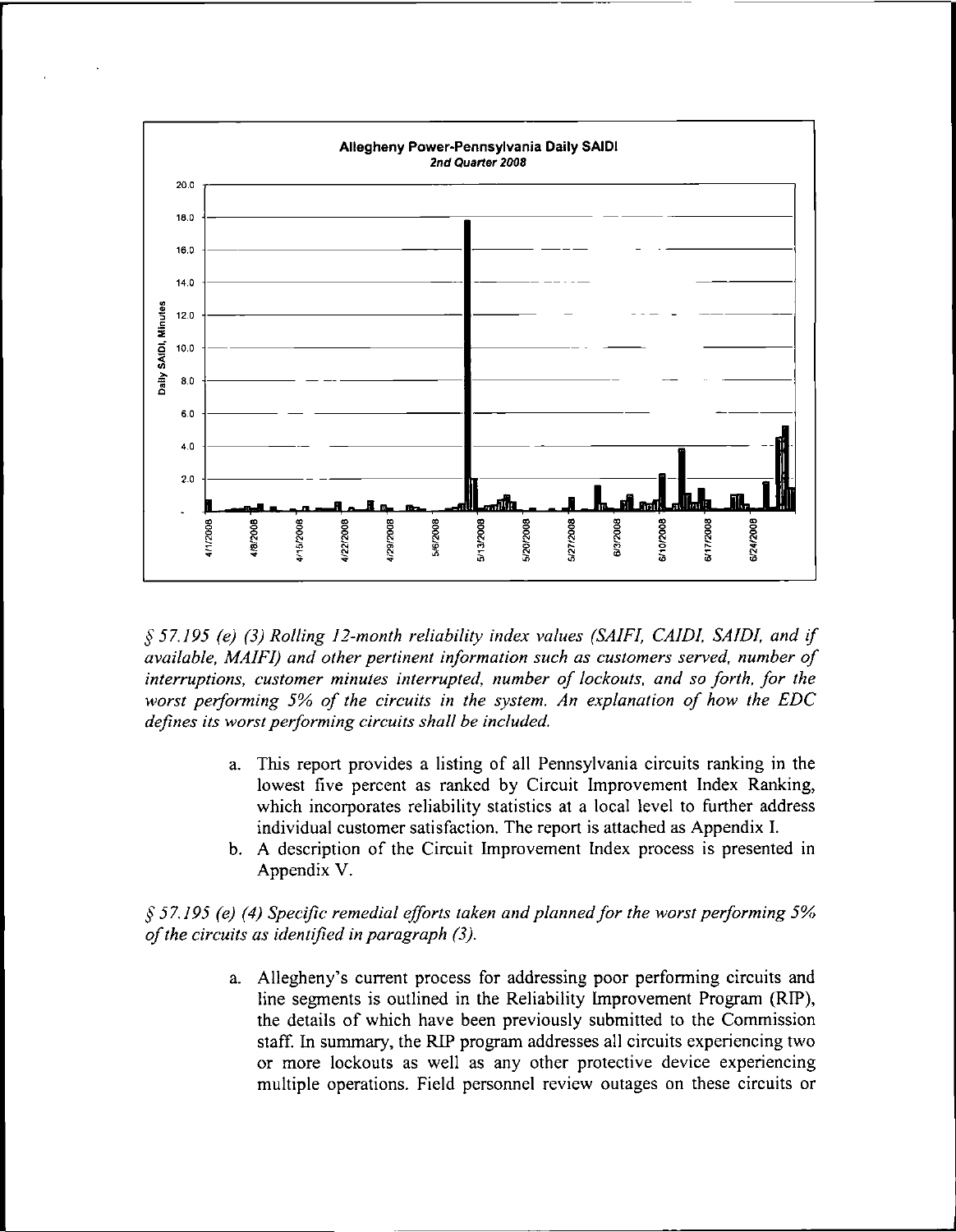**Allegheny Power-Pennsylvania Daily SAIDI**
*2nd Quarter 2008*

*§ 57.195 (e) (3) Rolling 12-month reliability index values (SAIFI, CAIDI, SAIDI, and if available, MAIFI) and other pertinent information such as customers served, number of interruptions, customer minutes interrupted, number of lockouts, and so forth, for the worst performing 5% of the circuits in the system. An explanation of how the EDC defines its worst performing circuits shall be included.*

a. This report provides a listing of all Pennsylvania circuits ranking in the lowest five percent as ranked by Circuit Improvement Index Ranking, which incorporates reliability statistics at a local level to further address individual customer satisfaction. The report is attached as Appendix I.
b. A description of the Circuit Improvement Index process is presented in Appendix V.

*§ 57.195 (e) (4) Specific remedial efforts taken and planned for the worst performing 5% of the circuits as identified in paragraph (3).*

a. Allegheny's current process for addressing poor performing circuits and line segments is outlined in the Reliability Improvement Program (RIP), the details of which have been previously submitted to the Commission staff. In summary, the RIP program addresses all circuits experiencing two or more lockouts as well as any other protective device experiencing multiple operations. Field personnel review outages on these circuits or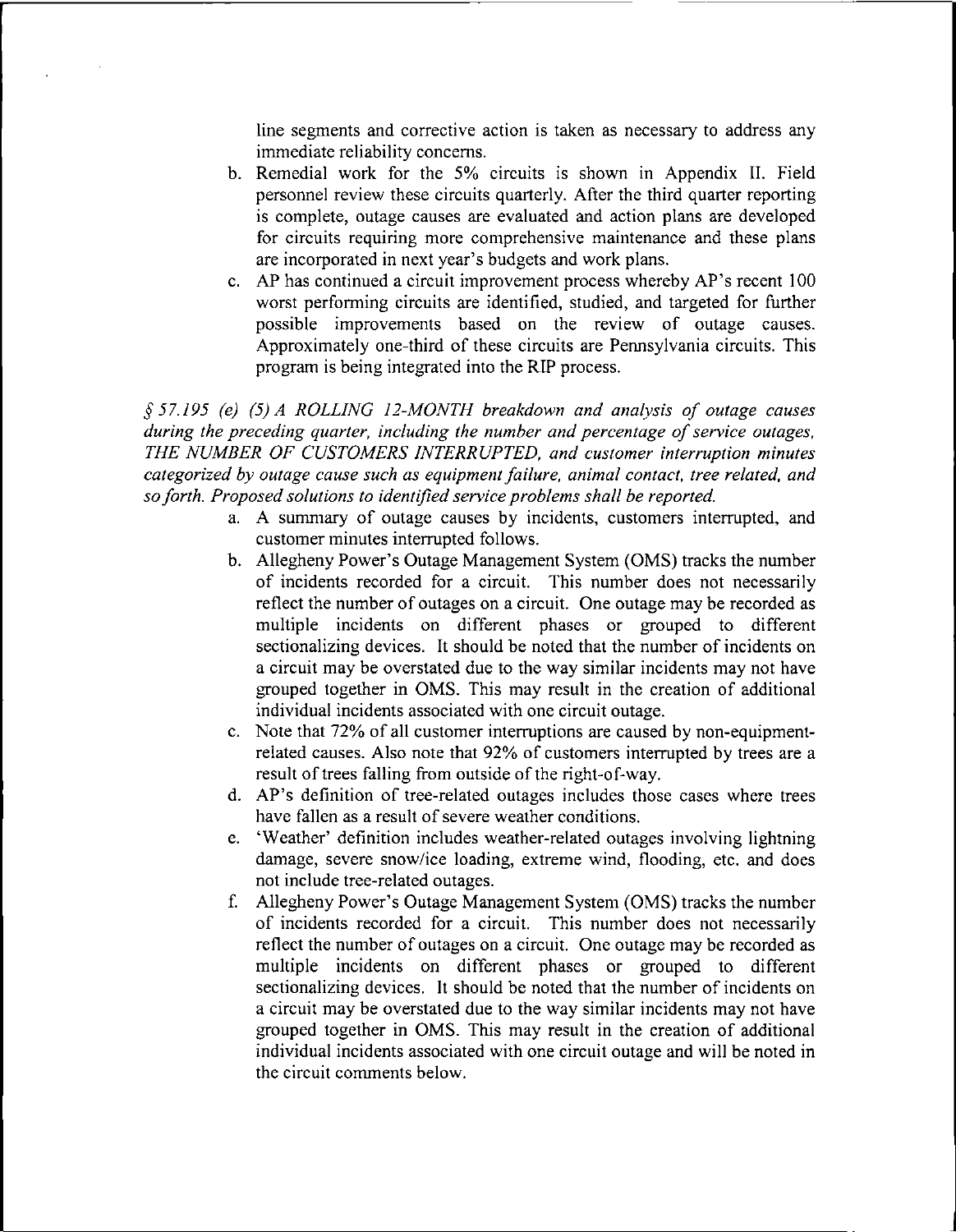line segments and corrective action is taken as necessary to address any immediate reliability concerns.

b. Remedial work for the 5% circuits is shown in Appendix II. Field personnel review these circuits quarterly. After the third quarter reporting is complete, outage causes are evaluated and action plans are developed for circuits requiring more comprehensive maintenance and these plans are incorporated in next year's budgets and work plans.

c. AP has continued a circuit improvement process whereby AP's recent 100 worst performing circuits are identified, studied, and targeted for further possible improvements based on the review of outage causes. Approximately one-third of these circuits are Pennsylvania circuits. This program is being integrated into the RIP process.

*§ 57.195 (e) (5) A ROLLING 12-MONTH breakdown and analysis of outage causes during the preceding quarter, including the number and percentage of service outages, THE NUMBER OF CUSTOMERS INTERRUPTED, and customer interruption minutes categorized by outage cause such as equipment failure, animal contact, tree related, and so forth. Proposed solutions to identified service problems shall be reported.*

a. A summary of outage causes by incidents, customers interrupted, and customer minutes interrupted follows.

b. Allegheny Power's Outage Management System (OMS) tracks the number of incidents recorded for a circuit. This number does not necessarily reflect the number of outages on a circuit. One outage may be recorded as multiple incidents on different phases or grouped to different sectionalizing devices. It should be noted that the number of incidents on a circuit may be overstated due to the way similar incidents may not have grouped together in OMS. This may result in the creation of additional individual incidents associated with one circuit outage.

c. Note that 72% of all customer interruptions are caused by non-equipment-related causes. Also note that 92% of customers interrupted by trees are a result of trees falling from outside of the right-of-way.

d. AP's definition of tree-related outages includes those cases where trees have fallen as a result of severe weather conditions.

e. 'Weather' definition includes weather-related outages involving lightning damage, severe snow/ice loading, extreme wind, flooding, etc. and does not include tree-related outages.

f. Allegheny Power's Outage Management System (OMS) tracks the number of incidents recorded for a circuit. This number does not necessarily reflect the number of outages on a circuit. One outage may be recorded as multiple incidents on different phases or grouped to different sectionalizing devices. It should be noted that the number of incidents on a circuit may be overstated due to the way similar incidents may not have grouped together in OMS. This may result in the creation of additional individual incidents associated with one circuit outage and will be noted in the circuit comments below.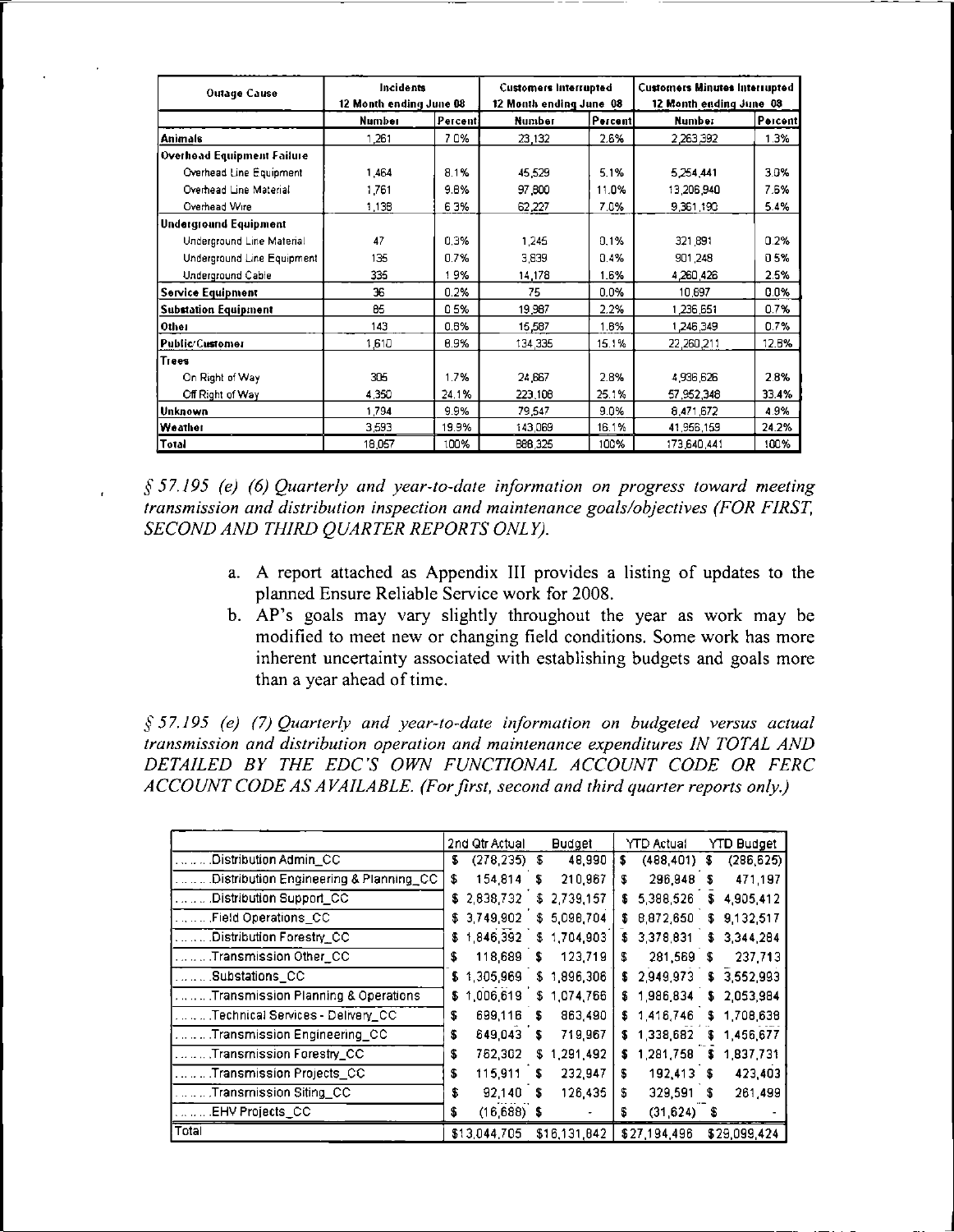| Outage Cause | Incidents 12 Month ending June 08 | | Customers Interrupted 12 Month ending June 08 | | Customers Minutes Interrupted 12 Month ending June 08 | |
|---|---|---|---|---|---|---|
| | Number | Percent | Number | Percent | Number | Percent |
| **Animals** | 1,261 | 7.0% | 23,132 | 2.6% | 2,263,392 | 1.3% |
| **Overhead Equipment Failure** | | | | | | |
| Overhead Line Equipment | 1,464 | 8.1% | 45,529 | 5.1% | 5,254,441 | 3.0% |
| Overhead Line Material | 1,761 | 9.8% | 97,800 | 11.0% | 13,206,940 | 7.6% |
| Overhead Wire | 1,138 | 6.3% | 62,227 | 7.0% | 9,361,190 | 5.4% |
| **Underground Equipment** | | | | | | |
| Underground Line Material | 47 | 0.3% | 1,245 | 0.1% | 321,891 | 0.2% |
| Underground Line Equipment | 135 | 0.7% | 3,839 | 0.4% | 901,248 | 0.5% |
| Underground Cable | 335 | 1.9% | 14,178 | 1.6% | 4,260,426 | 2.5% |
| **Service Equipment** | 36 | 0.2% | 75 | 0.0% | 10,697 | 0.0% |
| **Substation Equipment** | 85 | 0.5% | 19,987 | 2.2% | 1,236,651 | 0.7% |
| **Other** | 143 | 0.8% | 15,587 | 1.8% | 1,246,349 | 0.7% |
| **Public/Customer** | 1,610 | 8.9% | 134,335 | 15.1% | 22,260,211 | 12.8% |
| **Trees** | | | | | | |
| On Right of Way | 305 | 1.7% | 24,867 | 2.8% | 4,936,626 | 2.8% |
| Off Right of Way | 4,350 | 24.1% | 223,108 | 25.1% | 57,952,348 | 33.4% |
| **Unknown** | 1,794 | 9.9% | 79,547 | 9.0% | 8,471,672 | 4.9% |
| **Weather** | 3,593 | 19.9% | 143,069 | 16.1% | 41,956,159 | 24.2% |
| **Total** | 18,057 | 100% | 888,325 | 100% | 173,640,441 | 100% |

*§ 57.195 (e) (6) Quarterly and year-to-date information on progress toward meeting transmission and distribution inspection and maintenance goals/objectives (FOR FIRST, SECOND AND THIRD QUARTER REPORTS ONLY).*

a. A report attached as Appendix III provides a listing of updates to the planned Ensure Reliable Service work for 2008.

b. AP's goals may vary slightly throughout the year as work may be modified to meet new or changing field conditions. Some work has more inherent uncertainty associated with establishing budgets and goals more than a year ahead of time.

*§ 57.195 (e) (7) Quarterly and year-to-date information on budgeted versus actual transmission and distribution operation and maintenance expenditures IN TOTAL AND DETAILED BY THE EDC'S OWN FUNCTIONAL ACCOUNT CODE OR FERC ACCOUNT CODE AS AVAILABLE. (For first, second and third quarter reports only.)*

| | 2nd Qtr Actual | Budget | YTD Actual | YTD Budget |
|---|---|---|---|---|
| ........Distribution Admin_CC | $ (278,235) | $ 48,990 | $ (488,401) | $ (286,625) |
| ........Distribution Engineering & Planning_CC | $ 154,814 | $ 210,967 | $ 296,948 | $ 471,197 |
| ........Distribution Support_CC | $ 2,838,732 | $ 2,739,157 | $ 5,388,526 | $ 4,905,412 |
| ........Field Operations_CC | $ 3,749,902 | $ 5,098,704 | $ 8,872,650 | $ 9,132,517 |
| ........Distribution Forestry_CC | $ 1,846,392 | $ 1,704,903 | $ 3,378,831 | $ 3,344,284 |
| ........Transmission Other_CC | $ 118,689 | $ 123,719 | $ 281,569 | $ 237,713 |
| ........Substations_CC | $ 1,305,969 | $ 1,896,306 | $ 2,949,973 | $ 3,552,993 |
| ........Transmission Planning & Operations | $ 1,006,619 | $ 1,074,766 | $ 1,986,834 | $ 2,053,984 |
| ........Technical Services - Delivery_CC | $ 699,116 | $ 863,490 | $ 1,416,746 | $ 1,708,638 |
| ........Transmission Engineering_CC | $ 649,043 | $ 719,967 | $ 1,338,682 | $ 1,456,677 |
| ........Transmission Forestry_CC | $ 762,302 | $ 1,291,492 | $ 1,281,758 | $ 1,837,731 |
| ........Transmission Projects_CC | $ 115,911 | $ 232,947 | $ 192,413 | $ 423,403 |
| ........Transmission Siting_CC | $ 92,140 | $ 126,435 | $ 329,591 | $ 261,499 |
| ........EHV Projects_CC | $ (16,688) | $ - | $ (31,624) | $ - |
| Total | $13,044,705 | $16,131,842 | $27,194,496 | $29,099,424 |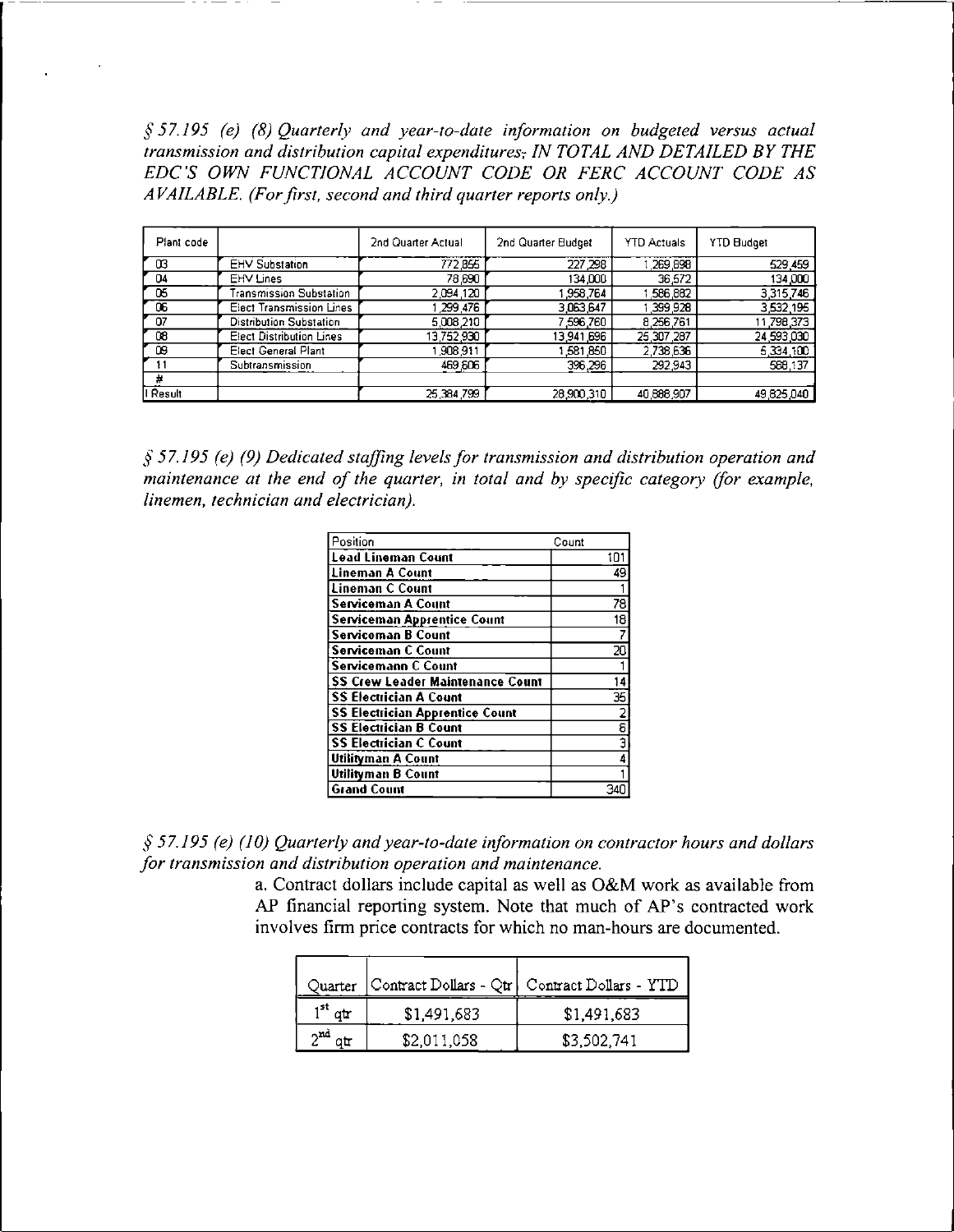*§ 57.195 (e) (8) Quarterly and year-to-date information on budgeted versus actual transmission and distribution capital expenditures; IN TOTAL AND DETAILED BY THE EDC'S OWN FUNCTIONAL ACCOUNT CODE OR FERC ACCOUNT CODE AS AVAILABLE. (For first, second and third quarter reports only.)*

| Plant code | | 2nd Quarter Actual | 2nd Quarter Budget | YTD Actuals | YTD Budget |
|---|---|---|---|---|---|
| 03 | EHV Substation | 772,855 | 227,298 | 1,269,898 | 529,459 |
| 04 | EHV Lines | 78,690 | 134,000 | 36,572 | 134,000 |
| 05 | Transmission Substation | 2,094,120 | 1,958,764 | 1,586,882 | 3,315,746 |
| 06 | Elect Transmission Lines | 1,299,476 | 3,063,647 | 1,399,928 | 3,532,195 |
| 07 | Distribution Substation | 5,008,210 | 7,596,760 | 8,256,761 | 11,798,373 |
| 08 | Elect Distribution Lines | 13,752,930 | 13,941,696 | 25,307,287 | 24,593,030 |
| 09 | Elect General Plant | 1,908,911 | 1,581,850 | 2,738,636 | 5,334,100 |
| 11 | Subtransmission | 469,606 | 396,296 | 292,943 | 588,137 |
| # | | | | | |
| l Result | | 25,384,799 | 28,900,310 | 40,888,907 | 49,825,040 |

*§ 57.195 (e) (9) Dedicated staffing levels for transmission and distribution operation and maintenance at the end of the quarter, in total and by specific category (for example, linemen, technician and electrician).*

| Position | Count |
|---|---|
| **Lead Lineman Count** | 101 |
| **Lineman A Count** | 49 |
| **Lineman C Count** | 1 |
| **Serviceman A Count** | 78 |
| **Serviceman Apprentice Count** | 18 |
| **Serviceman B Count** | 7 |
| **Serviceman C Count** | 20 |
| **Servicemann C Count** | 1 |
| **SS Crew Leader Maintenance Count** | 14 |
| **SS Electrician A Count** | 35 |
| **SS Electrician Apprentice Count** | 2 |
| **SS Electrician B Count** | 6 |
| **SS Electrician C Count** | 3 |
| **Utilityman A Count** | 4 |
| **Utilityman B Count** | 1 |
| **Grand Count** | 340 |

*§ 57.195 (e) (10) Quarterly and year-to-date information on contractor hours and dollars for transmission and distribution operation and maintenance.*

a. Contract dollars include capital as well as O&M work as available from AP financial reporting system. Note that much of AP's contracted work involves firm price contracts for which no man-hours are documented.

| Quarter | Contract Dollars - Qtr | Contract Dollars - YTD |
|---|---|---|
| 1st qtr | \$1,491,683 | \$1,491,683 |
| 2nd qtr | \$2,011,058 | \$3,502,741 |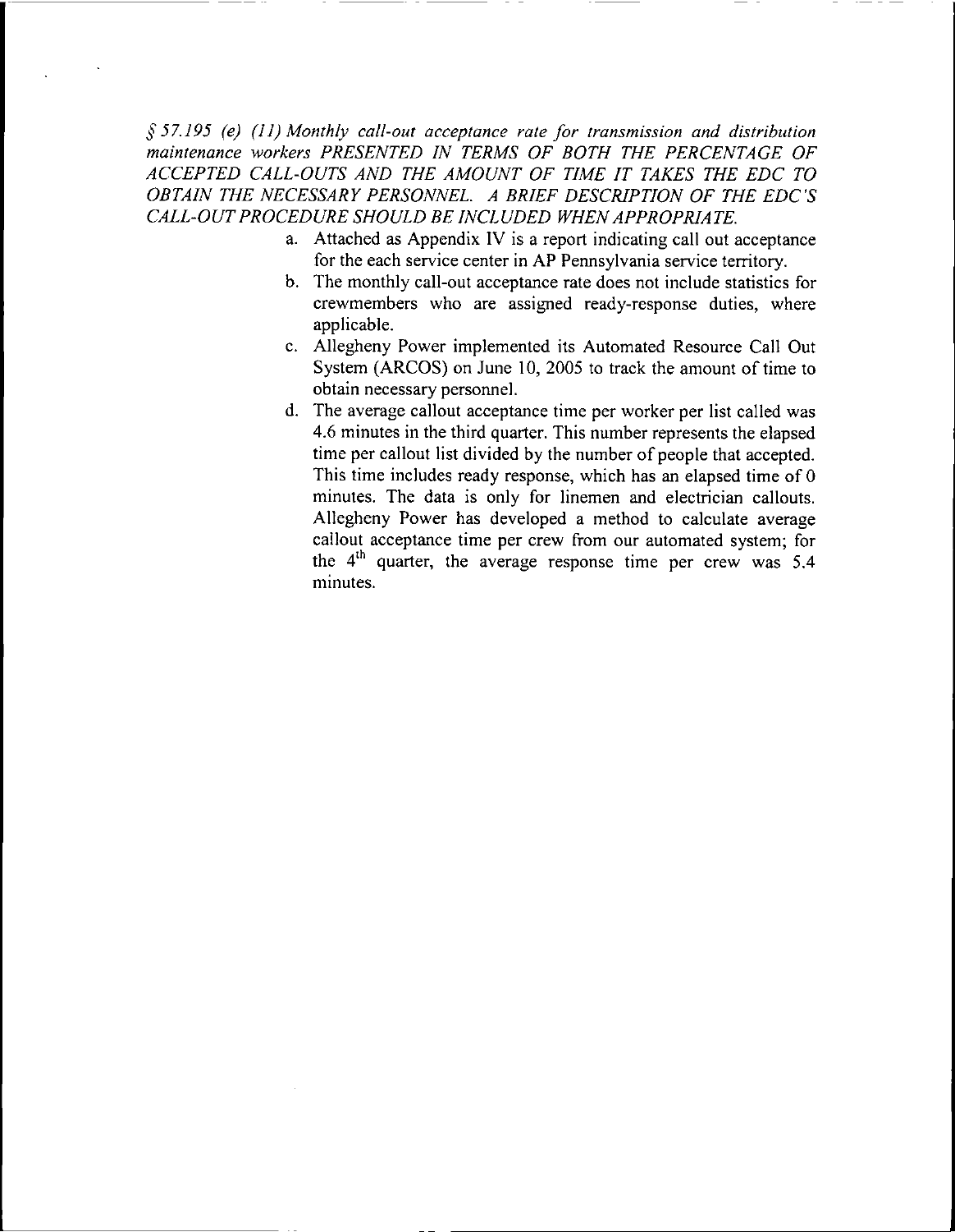*§ 57.195 (e) (11) Monthly call-out acceptance rate for transmission and distribution maintenance workers PRESENTED IN TERMS OF BOTH THE PERCENTAGE OF ACCEPTED CALL-OUTS AND THE AMOUNT OF TIME IT TAKES THE EDC TO OBTAIN THE NECESSARY PERSONNEL. A BRIEF DESCRIPTION OF THE EDC'S CALL-OUT PROCEDURE SHOULD BE INCLUDED WHEN APPROPRIATE.*

a. Attached as Appendix IV is a report indicating call out acceptance for the each service center in AP Pennsylvania service territory.
b. The monthly call-out acceptance rate does not include statistics for crewmembers who are assigned ready-response duties, where applicable.
c. Allegheny Power implemented its Automated Resource Call Out System (ARCOS) on June 10, 2005 to track the amount of time to obtain necessary personnel.
d. The average callout acceptance time per worker per list called was 4.6 minutes in the third quarter. This number represents the elapsed time per callout list divided by the number of people that accepted. This time includes ready response, which has an elapsed time of 0 minutes. The data is only for linemen and electrician callouts. Allegheny Power has developed a method to calculate average callout acceptance time per crew from our automated system; for the 4th quarter, the average response time per crew was 5.4 minutes.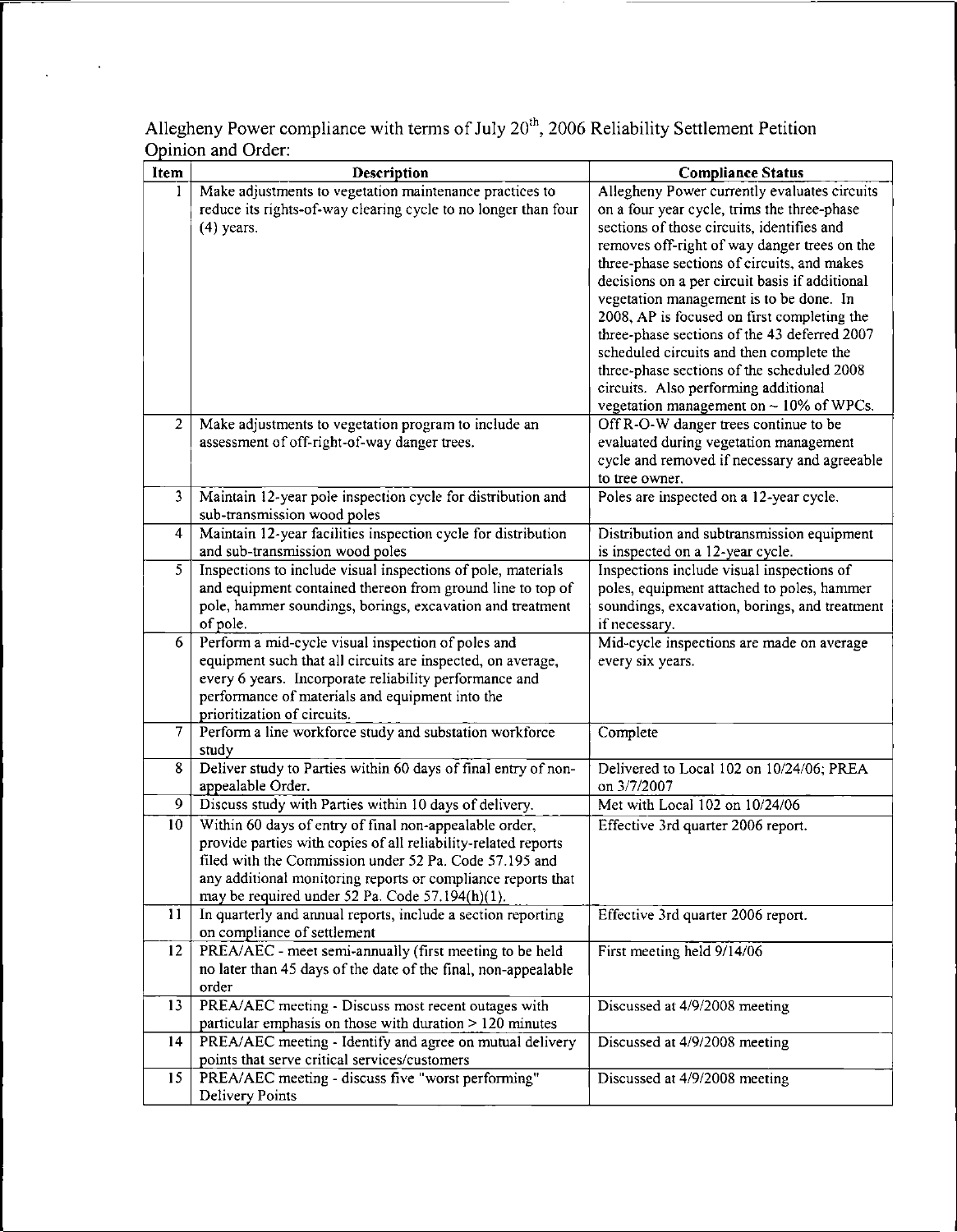Allegheny Power compliance with terms of July 20th, 2006 Reliability Settlement Petition Opinion and Order:

| Item | Description | Compliance Status |
|---|---|---|
| 1 | Make adjustments to vegetation maintenance practices to reduce its rights-of-way clearing cycle to no longer than four (4) years. | Allegheny Power currently evaluates circuits on a four year cycle, trims the three-phase sections of those circuits, identifies and removes off-right of way danger trees on the three-phase sections of circuits, and makes decisions on a per circuit basis if additional vegetation management is to be done. In 2008, AP is focused on first completing the three-phase sections of the 43 deferred 2007 scheduled circuits and then complete the three-phase sections of the scheduled 2008 circuits. Also performing additional vegetation management on ~ 10% of WPCs. |
| 2 | Make adjustments to vegetation program to include an assessment of off-right-of-way danger trees. | Off R-O-W danger trees continue to be evaluated during vegetation management cycle and removed if necessary and agreeable to tree owner. |
| 3 | Maintain 12-year pole inspection cycle for distribution and sub-transmission wood poles | Poles are inspected on a 12-year cycle. |
| 4 | Maintain 12-year facilities inspection cycle for distribution and sub-transmission wood poles | Distribution and subtransmission equipment is inspected on a 12-year cycle. |
| 5 | Inspections to include visual inspections of pole, materials and equipment contained thereon from ground line to top of pole, hammer soundings, borings, excavation and treatment of pole. | Inspections include visual inspections of poles, equipment attached to poles, hammer soundings, excavation, borings, and treatment if necessary. |
| 6 | Perform a mid-cycle visual inspection of poles and equipment such that all circuits are inspected, on average, every 6 years. Incorporate reliability performance and performance of materials and equipment into the prioritization of circuits. | Mid-cycle inspections are made on average every six years. |
| 7 | Perform a line workforce study and substation workforce study | Complete |
| 8 | Deliver study to Parties within 60 days of final entry of non-appealable Order. | Delivered to Local 102 on 10/24/06; PREA on 3/7/2007 |
| 9 | Discuss study with Parties within 10 days of delivery. | Met with Local 102 on 10/24/06 |
| 10 | Within 60 days of entry of final non-appealable order, provide parties with copies of all reliability-related reports filed with the Commission under 52 Pa. Code 57.195 and any additional monitoring reports or compliance reports that may be required under 52 Pa. Code 57.194(h)(1). | Effective 3rd quarter 2006 report. |
| 11 | In quarterly and annual reports, include a section reporting on compliance of settlement | Effective 3rd quarter 2006 report. |
| 12 | PREA/AEC - meet semi-annually (first meeting to be held no later than 45 days of the date of the final, non-appealable order | First meeting held 9/14/06 |
| 13 | PREA/AEC meeting - Discuss most recent outages with particular emphasis on those with duration > 120 minutes | Discussed at 4/9/2008 meeting |
| 14 | PREA/AEC meeting - Identify and agree on mutual delivery points that serve critical services/customers | Discussed at 4/9/2008 meeting |
| 15 | PREA/AEC meeting - discuss five "worst performing" Delivery Points | Discussed at 4/9/2008 meeting |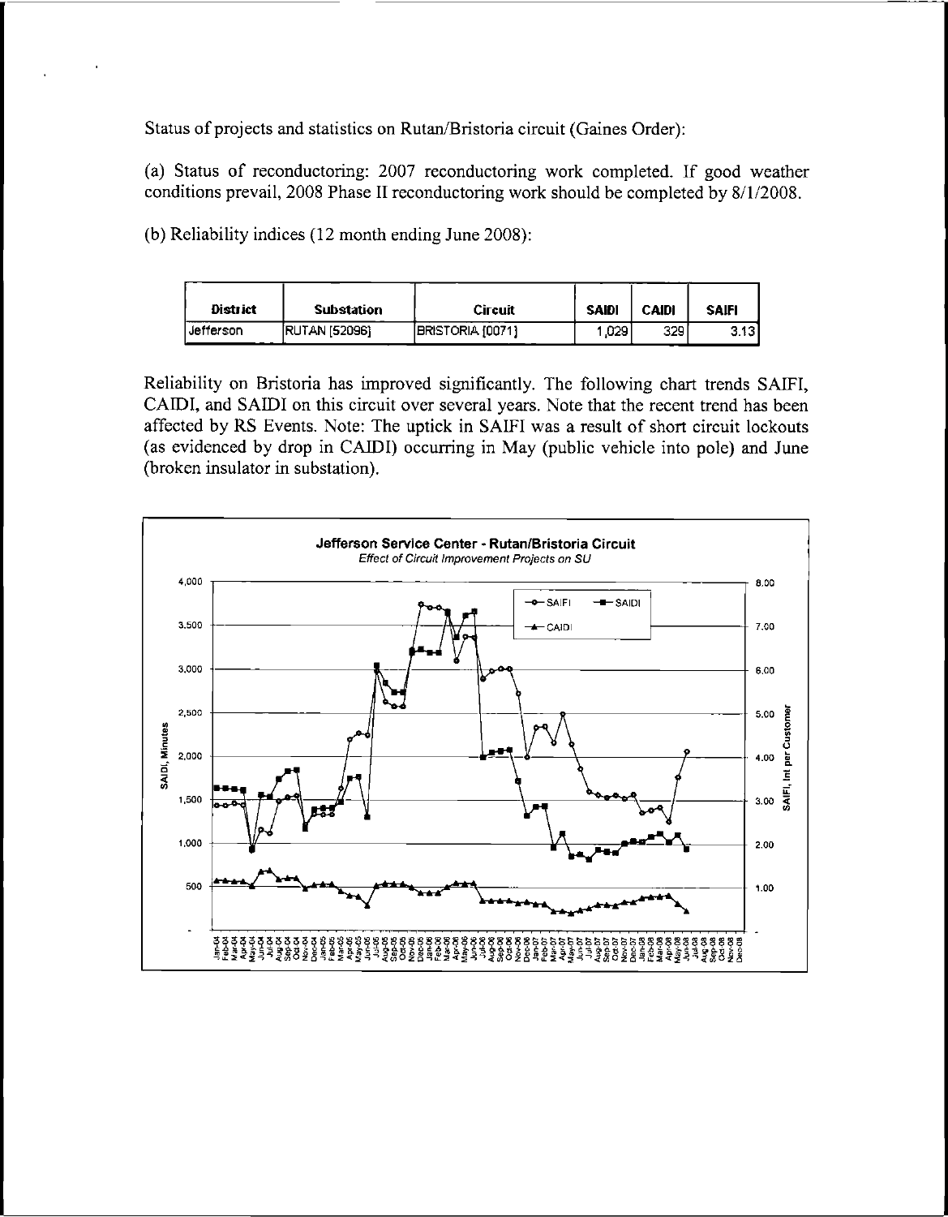Status of projects and statistics on Rutan/Bristoria circuit (Gaines Order):

(a) Status of reconductoring: 2007 reconductoring work completed. If good weather conditions prevail, 2008 Phase II reconductoring work should be completed by 8/1/2008.

(b) Reliability indices (12 month ending June 2008):

| District | Substation | Circuit | SAIDI | CAIDI | SAIFI |
|---|---|---|---|---|---|
| Jefferson | RUTAN [52096] | BRISTORIA [0071] | 1,029 | 329 | 3.13 |

Reliability on Bristoria has improved significantly. The following chart trends SAIFI, CAIDI, and SAIDI on this circuit over several years. Note that the recent trend has been affected by RS Events. Note: The uptick in SAIFI was a result of short circuit lockouts (as evidenced by drop in CAIDI) occurring in May (public vehicle into pole) and June (broken insulator in substation).

**Jefferson Service Center - Rutan/Bristoria Circuit**
*Effect of Circuit Improvement Projects on SU*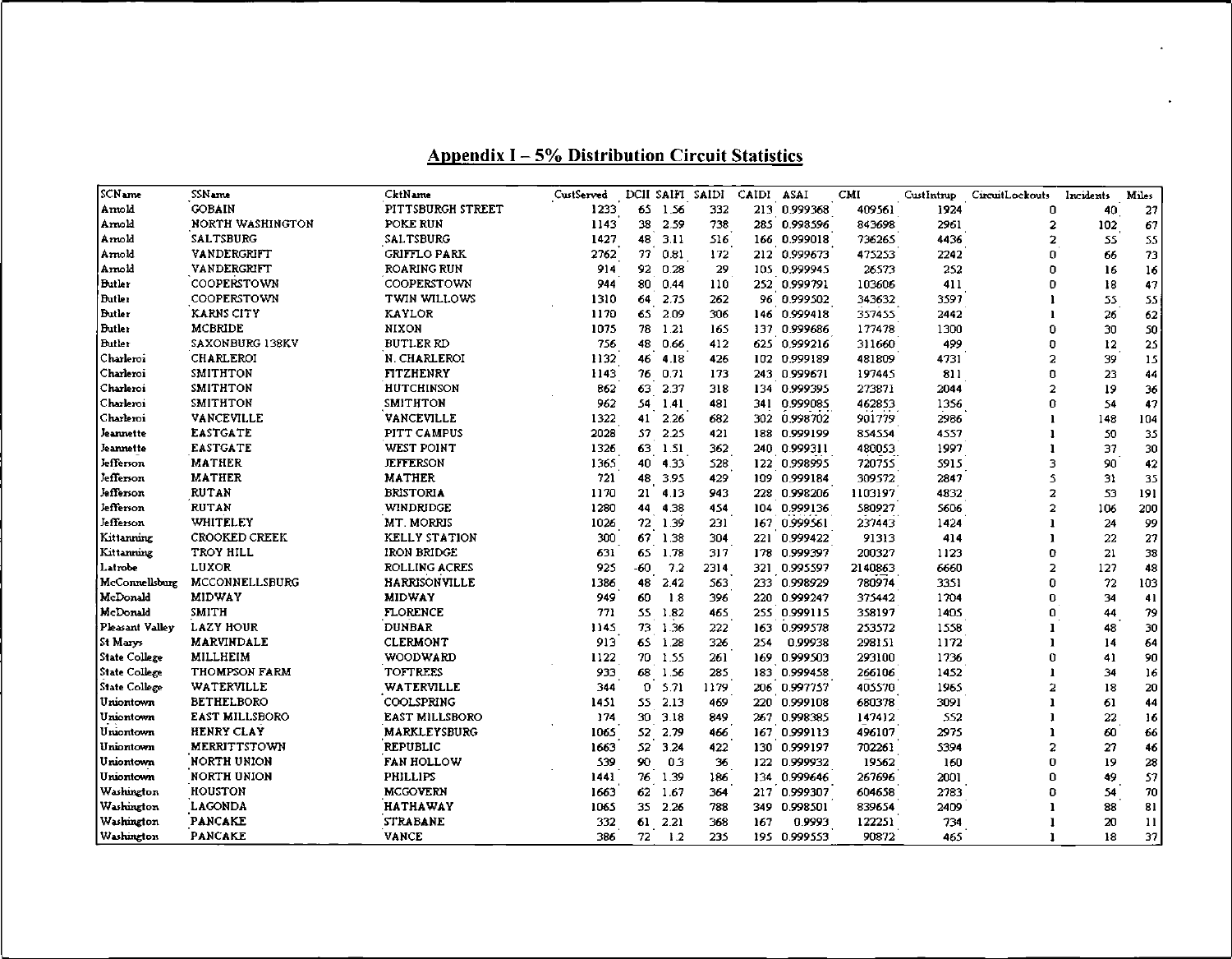## Appendix I – 5% Distribution Circuit Statistics

| SCName | SSName | CktName | CustServed | DCII | SAIFI | SAIDI | CAIDI | ASAI | CMI | CustIntrup | CircuitLockouts | Incidents | Miles |
|---|---|---|---|---|---|---|---|---|---|---|---|---|---|
| Arnold | GOBAIN | PITTSBURGH STREET | 1233 | 65 | 1.56 | 332 | 213 | 0.999368 | 409561 | 1924 | 0 | 40 | 27 |
| Arnold | NORTH WASHINGTON | POKE RUN | 1143 | 38 | 2.59 | 738 | 285 | 0.998596 | 843698 | 2961 | 2 | 102 | 67 |
| Arnold | SALTSBURG | SALTSBURG | 1427 | 48 | 3.11 | 516 | 166 | 0.999018 | 736265 | 4436 | 2 | 55 | 55 |
| Arnold | VANDERGRIFT | GRIFFLO PARK | 2762 | 77 | 0.81 | 172 | 212 | 0.999673 | 475253 | 2242 | 0 | 66 | 73 |
| Arnold | VANDERGRIFT | ROARING RUN | 914 | 92 | 0.28 | 29 | 105 | 0.999945 | 26573 | 252 | 0 | 16 | 16 |
| Butler | COOPERSTOWN | COOPERSTOWN | 944 | 80 | 0.44 | 110 | 252 | 0.999791 | 103606 | 411 | 0 | 18 | 47 |
| Butler | COOPERSTOWN | TWIN WILLOWS | 1310 | 64 | 2.75 | 262 | 96 | 0.999502 | 343632 | 3597 | 1 | 55 | 55 |
| Butler | KARNS CITY | KAYLOR | 1170 | 65 | 2.09 | 306 | 146 | 0.999418 | 357455 | 2442 | 1 | 26 | 62 |
| Butler | MCBRIDE | NIXON | 1075 | 78 | 1.21 | 165 | 137 | 0.999686 | 177478 | 1300 | 0 | 30 | 50 |
| Butler | SAXONBURG 138KV | BUTLER RD | 756 | 48 | 0.66 | 412 | 625 | 0.999216 | 311660 | 499 | 0 | 12 | 25 |
| Charleroi | CHARLEROI | N. CHARLEROI | 1132 | 46 | 4.18 | 426 | 102 | 0.999189 | 481809 | 4731 | 2 | 39 | 15 |
| Charleroi | SMITHTON | FITZHENRY | 1143 | 76 | 0.71 | 173 | 243 | 0.999671 | 197445 | 811 | 0 | 23 | 44 |
| Charleroi | SMITHTON | HUTCHINSON | 862 | 63 | 2.37 | 318 | 134 | 0.999395 | 273871 | 2044 | 2 | 19 | 36 |
| Charleroi | SMITHTON | SMITHTON | 962 | 54 | 1.41 | 481 | 341 | 0.999085 | 462853 | 1356 | 0 | 54 | 47 |
| Charleroi | VANCEVILLE | VANCEVILLE | 1322 | 41 | 2.26 | 682 | 302 | 0.998702 | 901779 | 2986 | 1 | 148 | 104 |
| Jeannette | EASTGATE | PITT CAMPUS | 2028 | 57 | 2.25 | 421 | 188 | 0.999199 | 854554 | 4557 | 1 | 50 | 35 |
| Jeannette | EASTGATE | WEST POINT | 1326 | 63 | 1.51 | 362 | 240 | 0.999311 | 480053 | 1997 | 1 | 37 | 30 |
| Jefferson | MATHER | JEFFERSON | 1365 | 40 | 4.33 | 528 | 122 | 0.998995 | 720755 | 5915 | 3 | 90 | 42 |
| Jefferson | MATHER | MATHER | 721 | 48 | 3.95 | 429 | 109 | 0.999184 | 309572 | 2847 | 5 | 31 | 35 |
| Jefferson | RUTAN | BRISTORIA | 1170 | 21 | 4.13 | 943 | 228 | 0.998206 | 1103197 | 4832 | 2 | 53 | 191 |
| Jefferson | RUTAN | WINDRIDGE | 1280 | 44 | 4.38 | 454 | 104 | 0.999136 | 580927 | 5606 | 2 | 106 | 200 |
| Jefferson | WHITELEY | MT. MORRIS | 1026 | 72 | 1.39 | 231 | 167 | 0.999561 | 237443 | 1424 | 1 | 24 | 99 |
| Kittanning | CROOKED CREEK | KELLY STATION | 300 | 67 | 1.38 | 304 | 221 | 0.999422 | 91313 | 414 | 1 | 22 | 27 |
| Kittanning | TROY HILL | IRON BRIDGE | 631 | 65 | 1.78 | 317 | 178 | 0.999397 | 200327 | 1123 | 0 | 21 | 38 |
| Latrobe | LUXOR | ROLLING ACRES | 925 | -60 | 7.2 | 2314 | 321 | 0.995597 | 2140863 | 6660 | 2 | 127 | 48 |
| McConnellsburg | MCCONNELLSBURG | HARRISONVILLE | 1386 | 48 | 2.42 | 563 | 233 | 0.998929 | 780974 | 3351 | 0 | 72 | 103 |
| McDonald | MIDWAY | MIDWAY | 949 | 60 | 1.8 | 396 | 220 | 0.999247 | 375442 | 1704 | 0 | 34 | 41 |
| McDonald | SMITH | FLORENCE | 771 | 55 | 1.82 | 465 | 255 | 0.999115 | 358197 | 1405 | 0 | 44 | 79 |
| Pleasant Valley | LAZY HOUR | DUNBAR | 1145 | 73 | 1.36 | 222 | 163 | 0.999578 | 253572 | 1558 | 1 | 48 | 30 |
| St Marys | MARVINDALE | CLERMONT | 913 | 65 | 1.28 | 326 | 254 | 0.99938 | 298151 | 1172 | 1 | 14 | 64 |
| State College | MILLHEIM | WOODWARD | 1122 | 70 | 1.55 | 261 | 169 | 0.999503 | 293100 | 1736 | 0 | 41 | 90 |
| State College | THOMPSON FARM | TOFTREES | 933 | 68 | 1.56 | 285 | 183 | 0.999458 | 266106 | 1452 | 1 | 34 | 16 |
| State College | WATERVILLE | WATERVILLE | 344 | 0 | 5.71 | 1179 | 206 | 0.997757 | 405570 | 1965 | 2 | 18 | 20 |
| Uniontown | BETHELBORO | COOLSPRING | 1451 | 55 | 2.13 | 469 | 220 | 0.999108 | 680378 | 3091 | 1 | 61 | 44 |
| Uniontown | EAST MILLSBORO | EAST MILLSBORO | 174 | 30 | 3.18 | 849 | 267 | 0.998385 | 147412 | 552 | 1 | 22 | 16 |
| Uniontown | HENRY CLAY | MARKLEYSBURG | 1065 | 52 | 2.79 | 466 | 167 | 0.999113 | 496107 | 2975 | 1 | 60 | 66 |
| Uniontown | MERRITTSTOWN | REPUBLIC | 1663 | 52 | 3.24 | 422 | 130 | 0.999197 | 702261 | 5394 | 2 | 27 | 46 |
| Uniontown | NORTH UNION | FAN HOLLOW | 539 | 90 | 0.3 | 36 | 122 | 0.999932 | 19562 | 160 | 0 | 19 | 28 |
| Uniontown | NORTH UNION | PHILLIPS | 1441 | 76 | 1.39 | 186 | 134 | 0.999646 | 267696 | 2001 | 0 | 49 | 57 |
| Washington | HOUSTON | MCGOVERN | 1663 | 62 | 1.67 | 364 | 217 | 0.999307 | 604658 | 2783 | 0 | 54 | 70 |
| Washington | LAGONDA | HATHAWAY | 1065 | 35 | 2.26 | 788 | 349 | 0.998501 | 839654 | 2409 | 1 | 88 | 81 |
| Washington | PANCAKE | STRABANE | 332 | 61 | 2.21 | 368 | 167 | 0.9993 | 122251 | 734 | 1 | 20 | 11 |
| Washington | PANCAKE | VANCE | 386 | 72 | 1.2 | 235 | 195 | 0.999553 | 90872 | 465 | 1 | 18 | 37 |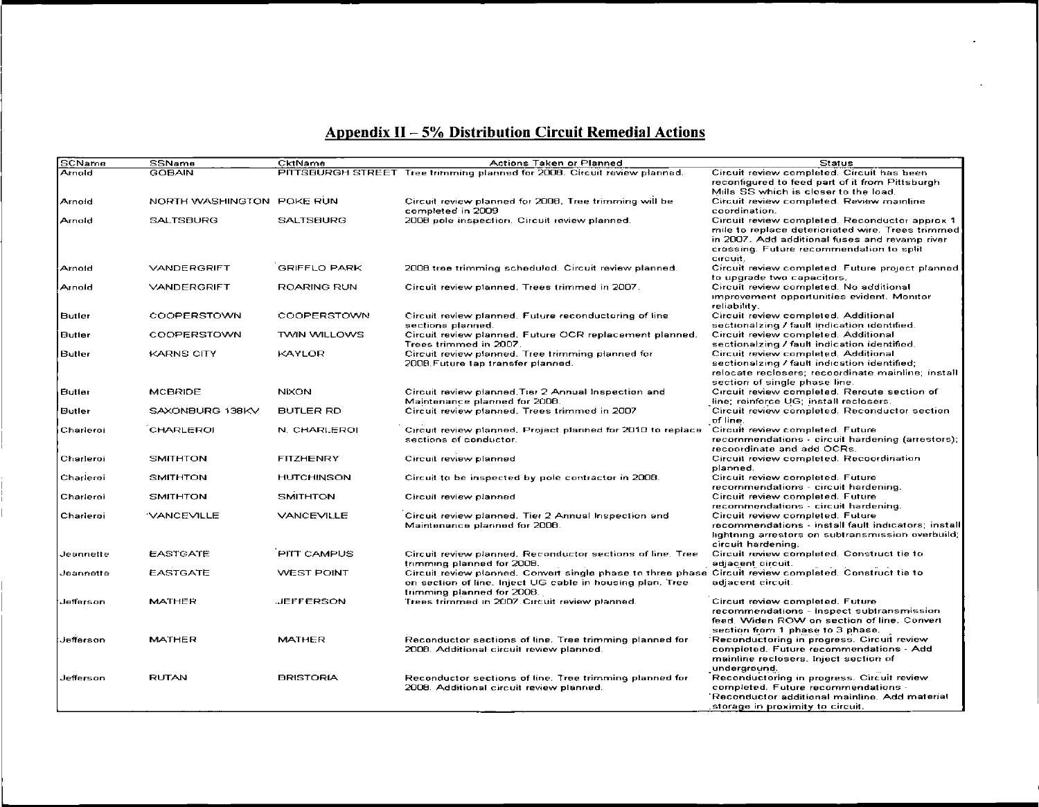## Appendix II – 5% Distribution Circuit Remedial Actions

| SCName | SSName | CktName | Actions Taken or Planned | Status |
|---|---|---|---|---|
| Arnold | GOBAIN | PITTSBURGH STREET | Tree trimming planned for 2008. Circuit review planned. | Circuit review completed. Circuit has been reconfigured to feed part of it from Pittsburgh Mills SS which is closer to the load. |
| Arnold | NORTH WASHINGTON | POKE RUN | Circuit review planned for 2008. Tree trimming will be completed in 2009 | Circuit review completed. Review mainline coordination. |
| Arnold | SALTSBURG | SALTSBURG | 2008 pole inspection. Circuit review planned. | Circuit review completed. Reconductor approx 1 mile to replace deteriorated wire. Trees trimmed in 2007. Add additional fuses and revamp river crossing. Future recommendation to split circuit. |
| Arnold | VANDERGRIFT | GRIFFLO PARK | 2008 tree trimming scheduled. Circuit review planned. | Circuit review completed. Future project planned to upgrade two capacitors. |
| Arnold | VANDERGRIFT | ROARING RUN | Circuit review planned. Trees trimmed in 2007. | Circuit review completed. No additional improvement opportunities evident. Monitor reliability. |
| Butler | COOPERSTOWN | COOPERSTOWN | Circuit review planned. Future reconductoring of line sections planned. | Circuit review completed. Additional sectionalzing / fault indication identified. |
| Butler | COOPERSTOWN | TWIN WILLOWS | Circuit review planned. Future OCR replacement planned. Trees trimmed in 2007. | Circuit review completed. Additional sectionalzing / fault indication identified. |
| Butler | KARNS CITY | KAYLOR | Circuit review planned. Tree trimming planned for 2008.Future tap transfer planned. | Circuit review completed. Additional sectionalzing / fault indication identified; relocate reclosers; recoordinate mainline; install section of single phase line. |
| Butler | MCBRIDE | NIXON | Circuit review planned.Tier 2 Annual Inspection and Maintenance planned for 2008. | Circuit review completed. Reroute section of line; reinforce UG; install reclosers. |
| Butler | SAXONBURG 138KV | BUTLER RD | Circuit review planned. Trees trimmed in 2007 | Circuit review completed. Reconductor section of line. |
| Charleroi | CHARLEROI | N. CHARLEROI | Circuit review planned. Project planned for 2010 to replace sections of conductor. | Circuit review completed. Future recommendations - circuit hardening (arrestors); recoordinate and add OCRs. |
| Charleroi | SMITHTON | FITZHENRY | Circuit review planned | Circuit review completed. Recoordination planned. |
| Charleroi | SMITHTON | HUTCHINSON | Circuit to be inspected by pole contractor in 2008. | Circuit review completed. Future recommendations - circuit hardening. |
| Charleroi | SMITHTON | SMITHTON | Circuit review planned | Circuit review completed. Future recommendations - circuit hardening. |
| Charleroi | VANCEVILLE | VANCEVILLE | Circuit review planned. Tier 2 Annual Inspection and Maintenance planned for 2008. | Circuit review completed. Future recommendations - install fault indicators; install lightning arrestors on subtransmission overbuild; circuit hardening. |
| Jeannette | EASTGATE | PITT CAMPUS | Circuit review planned. Reconductor sections of line. Tree trimming planned for 2008. | Circuit review completed. Construct tie to adjacent circuit. |
| Jeannette | EASTGATE | WEST POINT | Circuit review planned. Convert single phase to three phase on section of line. Inject UG cable in housing plan. Tree trimming planned for 2008. | Circuit review completed. Construct tie to adjacent circuit. |
| Jefferson | MATHER | JEFFERSON | Trees trimmed in 2007.Circuit review planned. | Circuit review completed. Future recommendations - Inspect subtransmission feed. Widen ROW on section of line. Convert section from 1 phase to 3 phase. |
| Jefferson | MATHER | MATHER | Reconductor sections of line. Tree trimming planned for 2008. Additional circuit review planned. | Reconductoring in progress. Circuit review completed. Future recommendations - Add mainline reclosers. Inject section of underground. |
| Jefferson | RUTAN | BRISTORIA | Reconductor sections of line. Tree trimming planned for 2008. Additional circuit review planned. | Reconductoring in progress. Circuit review completed. Future recommendations - Reconductor additional mainline. Add material storage in proximity to circuit. |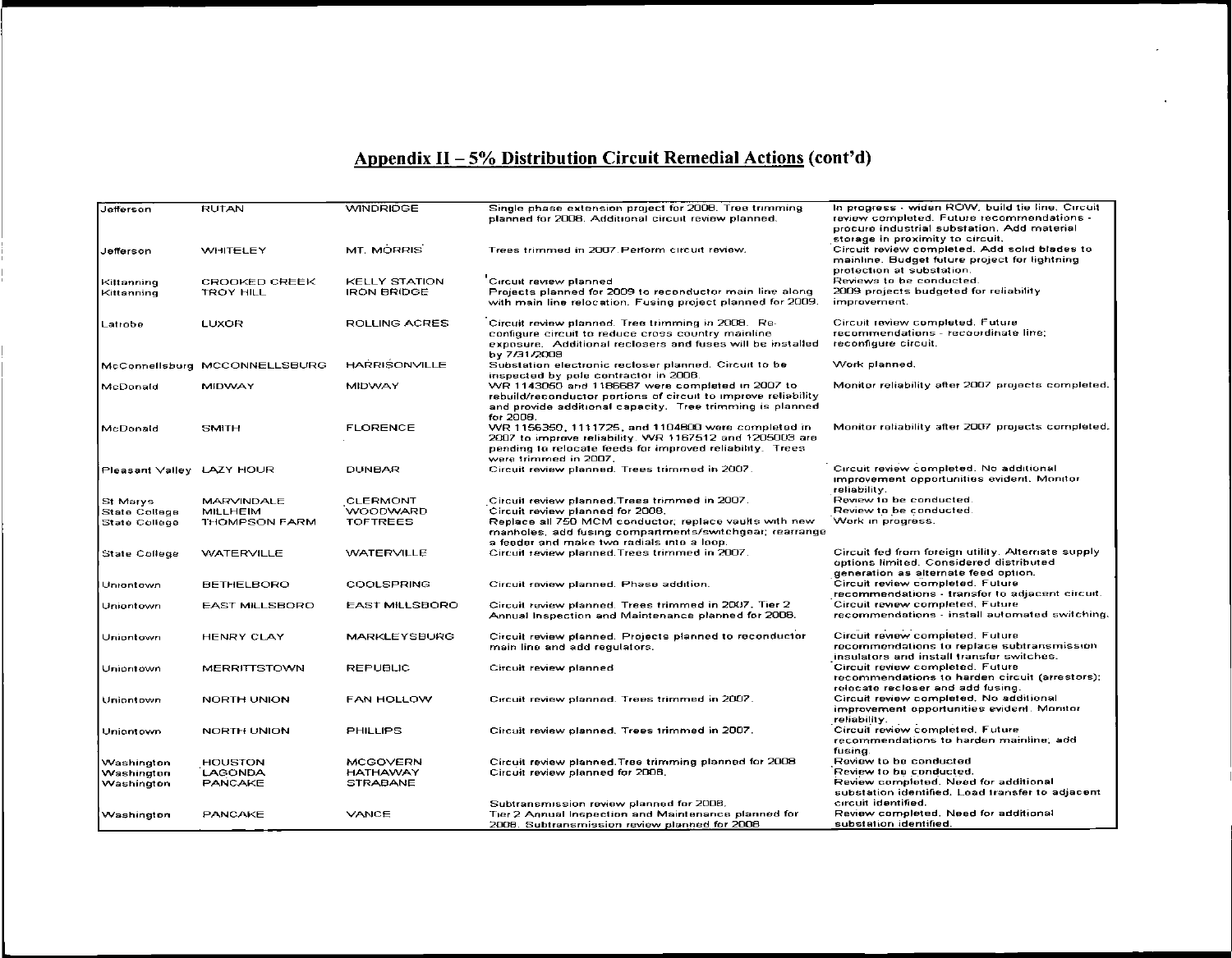## Appendix II – 5% Distribution Circuit Remedial Actions (cont'd)

| | | | | |
|---|---|---|---|---|
| Jefferson | RUTAN | WINDRIDGE | Single phase extension project for 2008. Tree trimming planned for 2008. Additional circuit review planned. | In progress - widen ROW, build tie line. Circuit review completed. Future recommendations - procure industrial substation. Add material storage in proximity to circuit. |
| Jefferson | WHITELEY | MT. MORRIS | Trees trimmed in 2007.Perform circuit review. | Circuit review completed. Add solid blades to mainline. Budget future project for lightning protection at substation. |
| Kittanning | CROOKED CREEK | KELLY STATION | Circuit review planned | Reviews to be conducted. |
| Kittanning | TROY HILL | IRON BRIDGE | Projects planned for 2009 to reconductor main line along with main line relocation. Fusing project planned for 2009. | 2009 projects budgeted for reliability improvement. |
| Latrobe | LUXOR | ROLLING ACRES | Circuit review planned. Tree trimming in 2008. Re-configure circuit to reduce cross country mainline exposure. Additional reclosers and fuses will be installed by 7/31/2008 | Circuit review completed. Future recommendations - recoordinate line; reconfigure circuit. |
| McConnellsburg | MCCONNELLSBURG | HARRISONVILLE | Substation electronic recloser planned. Circuit to be inspected by pole contractor in 2008. | Work planned. |
| McDonald | MIDWAY | MIDWAY | WR 1143050 and 1186687 were completed in 2007 to rebuild/reconductor portions of circuit to improve reliability and provide additional capacity. Tree trimming is planned for 2008. | Monitor reliability after 2007 projects completed. |
| McDonald | SMITH | FLORENCE | WR 1156350, 1111725, and 1104800 were completed in 2007 to improve reliability. WR 1167512 and 1205003 are pending to relocate feeds for improved reliability. Trees were trimmed in 2007. | Monitor reliability after 2007 projects completed. |
| Pleasant Valley | LAZY HOUR | DUNBAR | Circuit review planned. Trees trimmed in 2007. | Circuit review completed. No additional improvement opportunities evident. Monitor reliability. |
| St Marys | MARVINDALE | CLERMONT | Circuit review planned.Trees trimmed in 2007. | Review to be conducted. |
| State College | MILLHEIM | WOODWARD | Circuit review planned for 2008. | Review to be conducted. |
| State College | THOMPSON FARM | TOFTREES | Replace all 750 MCM conductor; replace vaults with new manholes, add fusing compartments/switchgear; rearrange a feeder and make two radials into a loop. | Work in progress. |
| State College | WATERVILLE | WATERVILLE | Circuit review planned.Trees trimmed in 2007. | Circuit fed from foreign utility. Alternate supply options limited. Considered distributed generation as alternate feed option. |
| Uniontown | BETHELBORO | COOLSPRING | Circuit review planned. Phase addition. | Circuit review completed. Future recommendations - transfer to adjacent circuit. |
| Uniontown | EAST MILLSBORO | EAST MILLSBORO | Circuit review planned. Trees trimmed in 2007. Tier 2 Annual Inspection and Maintenance planned for 2008. | Circuit review completed. Future recommendations - install automated switching. |
| Uniontown | HENRY CLAY | MARKLEYSBURG | Circuit review planned. Projects planned to reconductor main line and add regulators. | Circuit review completed. Future recommendations to replace subtransmission insulators and install transfer switches. |
| Uniontown | MERRITTSTOWN | REPUBLIC | Circuit review planned | Circuit review completed. Future recommendations to harden circuit (arrestors); relocate recloser and add fusing. |
| Uniontown | NORTH UNION | FAN HOLLOW | Circuit review planned. Trees trimmed in 2007. | Circuit review completed. No additional improvement opportunities evident. Monitor reliability. |
| Uniontown | NORTH UNION | PHILLIPS | Circuit review planned. Trees trimmed in 2007. | Circuit review completed. Future recommendations to harden mainline; add fusing. |
| Washington | HOUSTON | MCGOVERN | Circuit review planned.Tree trimming planned for 2008 | Review to be conducted |
| Washington | LAGONDA | HATHAWAY | Circuit review planned for 2008. | Review to be conducted. |
| Washington | PANCAKE | STRABANE | Subtransmission review planned for 2008. | Review completed. Need for additional substation identified. Load transfer to adjacent circuit identified. |
| Washington | PANCAKE | VANCE | Tier 2 Annual Inspection and Maintenance planned for 2008. Subtransmission review planned for 2008 | Review completed. Need for additional substation identified. |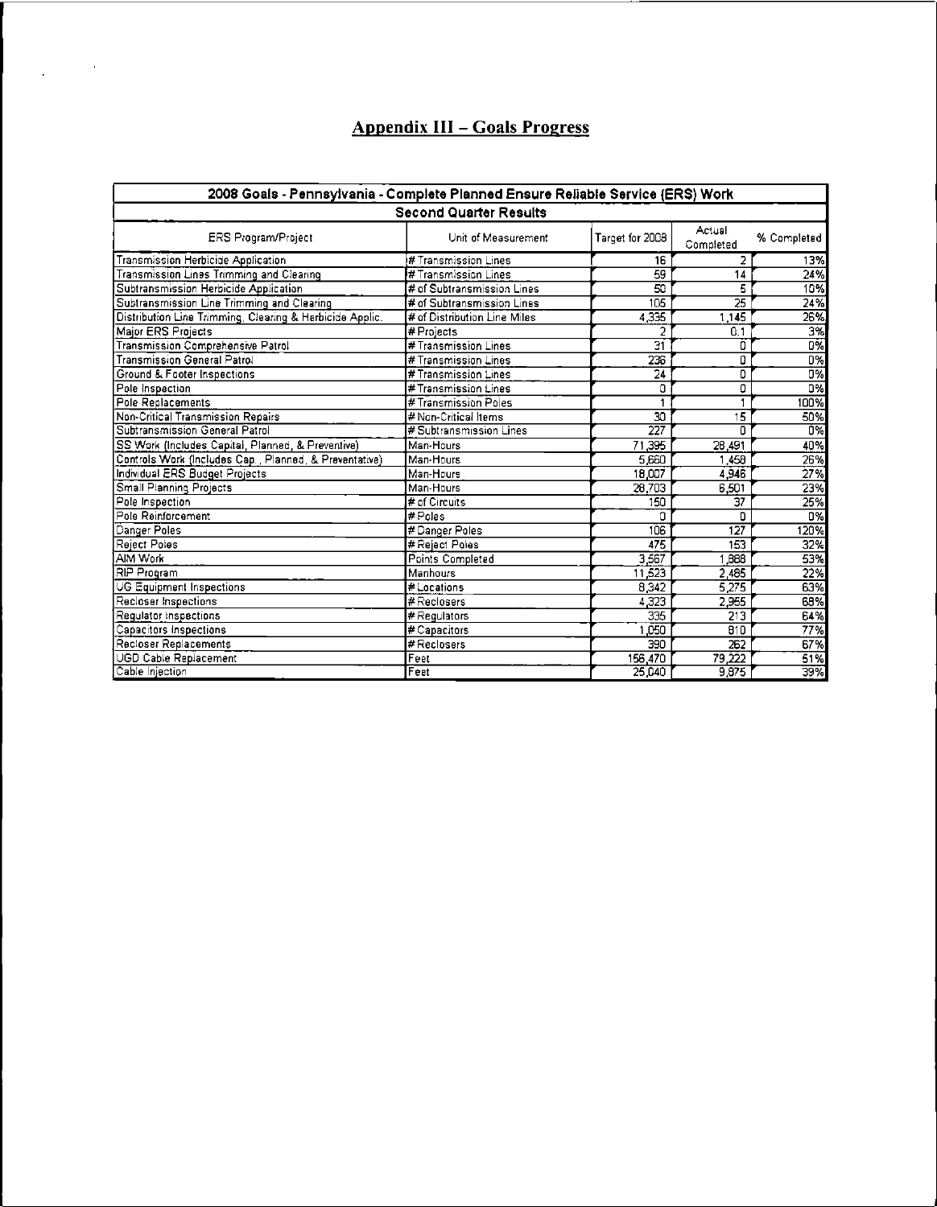## Appendix III – Goals Progress

| 2008 Goals - Pennsylvania - Complete Planned Ensure Reliable Service (ERS) Work | | | | |
|---|---|---|---|---|
| **Second Quarter Results** | | | | |
| ERS Program/Project | Unit of Measurement | Target for 2008 | Actual Completed | % Completed |
| Transmission Herbicide Application | # Transmission Lines | 16 | 2 | 13% |
| Transmission Lines Trimming and Clearing | # Transmission Lines | 59 | 14 | 24% |
| Subtransmission Herbicide Application | # of Subtransmission Lines | 50 | 5 | 10% |
| Subtransmission Line Trimming and Clearing | # of Subtransmission Lines | 105 | 25 | 24% |
| Distribution Line Trimming, Clearing & Herbicide Applic. | # of Distribution Line Miles | 4,335 | 1,145 | 26% |
| Major ERS Projects | # Projects | 2 | 0.1 | 3% |
| Transmission Comprehensive Patrol | # Transmission Lines | 31 | 0 | 0% |
| Transmission General Patrol | # Transmission Lines | 236 | 0 | 0% |
| Ground & Footer Inspections | # Transmission Lines | 24 | 0 | 0% |
| Pole Inspection | # Transmission Lines | 0 | 0 | 0% |
| Pole Replacements | # Transmission Poles | 1 | 1 | 100% |
| Non-Critical Transmission Repairs | # Non-Critical Items | 30 | 15 | 50% |
| Subtransmission General Patrol | # Subtransmission Lines | 227 | 0 | 0% |
| SS Work (Includes Capital, Planned, & Preventive) | Man-Hours | 71,395 | 28,491 | 40% |
| Controls Work (Includes Cap., Planned, & Preventative) | Man-Hours | 5,660 | 1,458 | 26% |
| Individual ERS Budget Projects | Man-Hours | 18,007 | 4,946 | 27% |
| Small Planning Projects | Man-Hours | 28,703 | 6,501 | 23% |
| Pole Inspection | # of Circuits | 150 | 37 | 25% |
| Pole Reinforcement | # Poles | 0 | 0 | 0% |
| Danger Poles | # Danger Poles | 106 | 127 | 120% |
| Reject Poles | # Reject Poles | 475 | 153 | 32% |
| AIM Work | Points Completed | 3,567 | 1,888 | 53% |
| RIP Program | Manhours | 11,523 | 2,485 | 22% |
| UG Equipment Inspections | # Locations | 8,342 | 5,275 | 63% |
| Recloser Inspections | # Reclosers | 4,323 | 2,955 | 68% |
| Regulator Inspections | # Regulators | 335 | 213 | 64% |
| Capacitors Inspections | # Capacitors | 1,050 | 810 | 77% |
| Recloser Replacements | # Reclosers | 390 | 262 | 67% |
| UGD Cable Replacement | Feet | 156,470 | 79,222 | 51% |
| Cable Injection | Feet | 25,040 | 9,875 | 39% |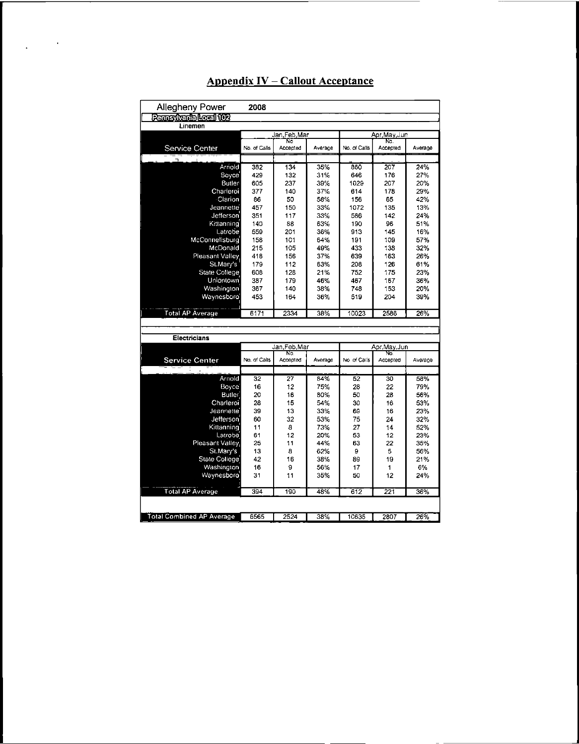## Appendix IV – Callout Acceptance

**Allegheny Power 2008**

**Pennsylvania Local 102**

**Linemen**

| Service Center | Jan,Feb,Mar No. of Calls | Jan,Feb,Mar No. Accepted | Jan,Feb,Mar Average | Apr,May,Jun No. of Calls | Apr,May,Jun No. Accepted | Apr,May,Jun Average |
|---|---|---|---|---|---|---|
| Arnold | 382 | 134 | 35% | 860 | 207 | 24% |
| Boyce | 429 | 132 | 31% | 646 | 176 | 27% |
| Butler | 605 | 237 | 39% | 1029 | 207 | 20% |
| Charleroi | 377 | 140 | 37% | 614 | 178 | 29% |
| Clarion | 86 | 50 | 58% | 156 | 65 | 42% |
| Jeannette | 457 | 150 | 33% | 1072 | 135 | 13% |
| Jefferson | 351 | 117 | 33% | 586 | 142 | 24% |
| Kittanning | 140 | 88 | 63% | 190 | 96 | 51% |
| Latrobe | 559 | 201 | 36% | 913 | 145 | 16% |
| McConnellsburg | 158 | 101 | 64% | 191 | 109 | 57% |
| McDonald | 215 | 105 | 49% | 433 | 138 | 32% |
| Pleasant Valley | 418 | 156 | 37% | 639 | 163 | 26% |
| St.Mary's | 179 | 112 | 63% | 208 | 126 | 61% |
| State College | 608 | 128 | 21% | 752 | 175 | 23% |
| Uniontown | 387 | 179 | 46% | 467 | 167 | 36% |
| Washington | 367 | 140 | 38% | 748 | 153 | 20% |
| Waynesboro | 453 | 164 | 36% | 519 | 204 | 39% |
| **Total AP Average** | 6171 | 2334 | 38% | 10023 | 2586 | 26% |

**Electricians**

| Service Center | Jan,Feb,Mar No. of Calls | Jan,Feb,Mar No. Accepted | Jan,Feb,Mar Average | Apr,May,Jun No. of Calls | Apr,May,Jun No. Accepted | Apr,May,Jun Average |
|---|---|---|---|---|---|---|
| Arnold | 32 | 27 | 84% | 52 | 30 | 58% |
| Boyce | 16 | 12 | 75% | 28 | 22 | 79% |
| Butler | 20 | 16 | 80% | 50 | 28 | 56% |
| Charleroi | 28 | 15 | 54% | 30 | 16 | 53% |
| Jeannette | 39 | 13 | 33% | 69 | 16 | 23% |
| Jefferson | 60 | 32 | 53% | 75 | 24 | 32% |
| Kittanning | 11 | 8 | 73% | 27 | 14 | 52% |
| Latrobe | 61 | 12 | 20% | 53 | 12 | 23% |
| Pleasant Valley | 25 | 11 | 44% | 63 | 22 | 35% |
| St.Mary's | 13 | 8 | 62% | 9 | 5 | 56% |
| State College | 42 | 16 | 38% | 89 | 19 | 21% |
| Washington | 16 | 9 | 56% | 17 | 1 | 6% |
| Waynesboro | 31 | 11 | 35% | 50 | 12 | 24% |
| **Total AP Average** | 394 | 190 | 48% | 612 | 221 | 36% |
| **Total Combined AP Average** | 6565 | 2524 | 38% | 10635 | 2807 | 26% |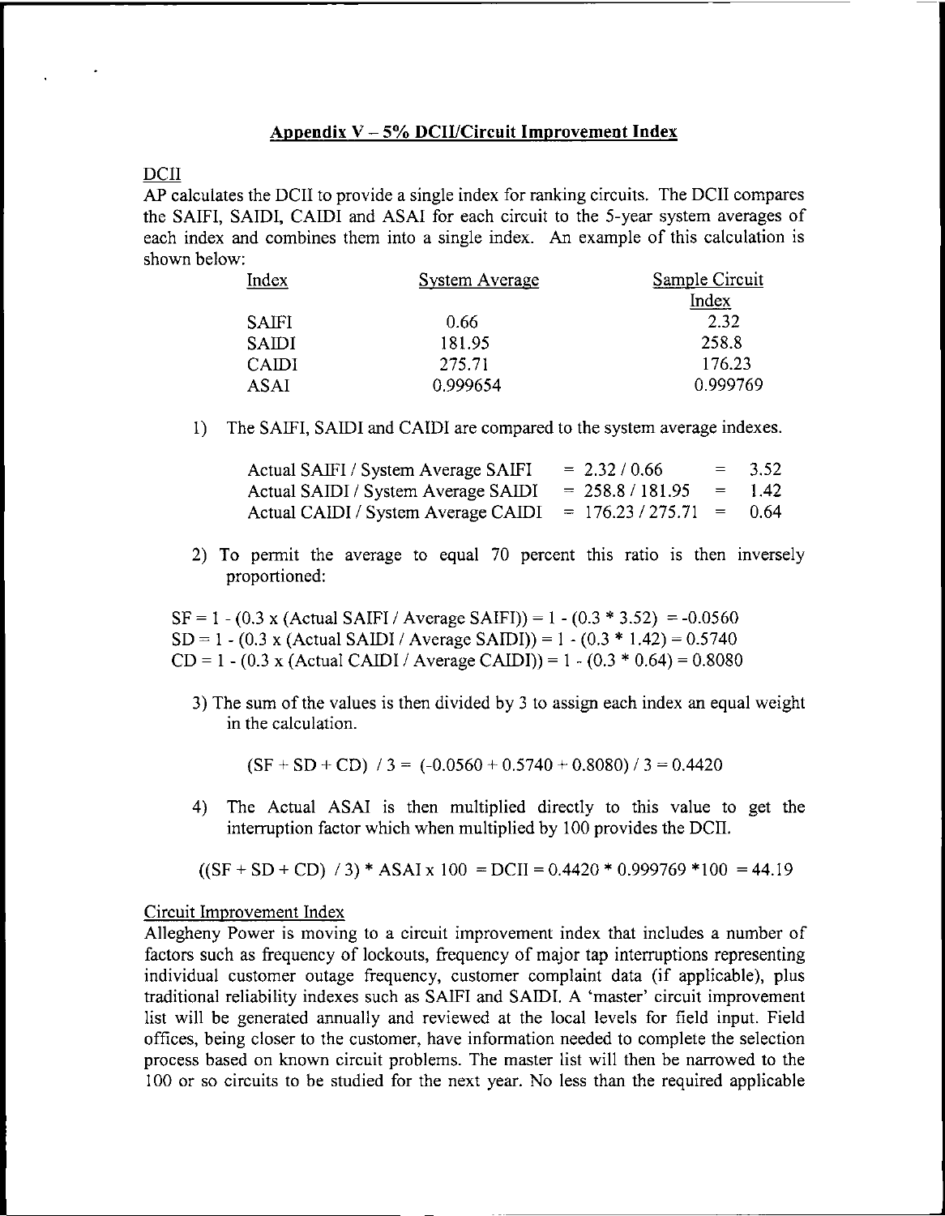## Appendix V – 5% DCII/Circuit Improvement Index

DCII

AP calculates the DCII to provide a single index for ranking circuits. The DCII compares the SAIFI, SAIDI, CAIDI and ASAI for each circuit to the 5-year system averages of each index and combines them into a single index. An example of this calculation is shown below:

| Index | System Average | Sample Circuit Index |
|---|---|---|
| SAIFI | 0.66 | 2.32 |
| SAIDI | 181.95 | 258.8 |
| CAIDI | 275.71 | 176.23 |
| ASAI | 0.999654 | 0.999769 |

1) The SAIFI, SAIDI and CAIDI are compared to the system average indexes.

   Actual SAIFI / System Average SAIFI = 2.32 / 0.66 = 3.52
   Actual SAIDI / System Average SAIDI = 258.8 / 181.95 = 1.42
   Actual CAIDI / System Average CAIDI = 176.23 / 275.71 = 0.64

2) To permit the average to equal 70 percent this ratio is then inversely proportioned:

SF = 1 - (0.3 x (Actual SAIFI / Average SAIFI)) = 1 - (0.3 * 3.52) = -0.0560
SD = 1 - (0.3 x (Actual SAIDI / Average SAIDI)) = 1 - (0.3 * 1.42) = 0.5740
CD = 1 - (0.3 x (Actual CAIDI / Average CAIDI)) = 1 - (0.3 * 0.64) = 0.8080

3) The sum of the values is then divided by 3 to assign each index an equal weight in the calculation.

   (SF + SD + CD) / 3 = (-0.0560 + 0.5740 + 0.8080) / 3 = 0.4420

4) The Actual ASAI is then multiplied directly to this value to get the interruption factor which when multiplied by 100 provides the DCII.

((SF + SD + CD) / 3) * ASAI x 100 = DCII = 0.4420 * 0.999769 *100 = 44.19

Circuit Improvement Index

Allegheny Power is moving to a circuit improvement index that includes a number of factors such as frequency of lockouts, frequency of major tap interruptions representing individual customer outage frequency, customer complaint data (if applicable), plus traditional reliability indexes such as SAIFI and SAIDI. A 'master' circuit improvement list will be generated annually and reviewed at the local levels for field input. Field offices, being closer to the customer, have information needed to complete the selection process based on known circuit problems. The master list will then be narrowed to the 100 or so circuits to be studied for the next year. No less than the required applicable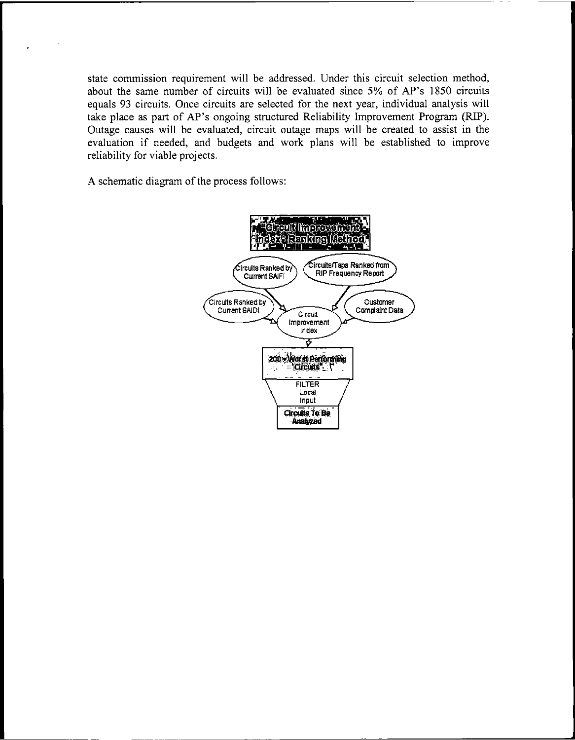state commission requirement will be addressed. Under this circuit selection method, about the same number of circuits will be evaluated since 5% of AP's 1850 circuits equals 93 circuits. Once circuits are selected for the next year, individual analysis will take place as part of AP's ongoing structured Reliability Improvement Program (RIP). Outage causes will be evaluated, circuit outage maps will be created to assist in the evaluation if needed, and budgets and work plans will be established to improve reliability for viable projects.

A schematic diagram of the process follows:

**Circuit Improvement Index Ranking Method**

- Circuits Ranked by Current SAIFI
- Circuits/Taps Ranked from RIP Frequency Report
- Circuits Ranked by Current SAIDI
- Customer Complaint Data

→ Circuit Improvement Index

→ **200 + Worst Performing Circuits**

→ FILTER Local Input

→ **Circuits To Be Analyzed**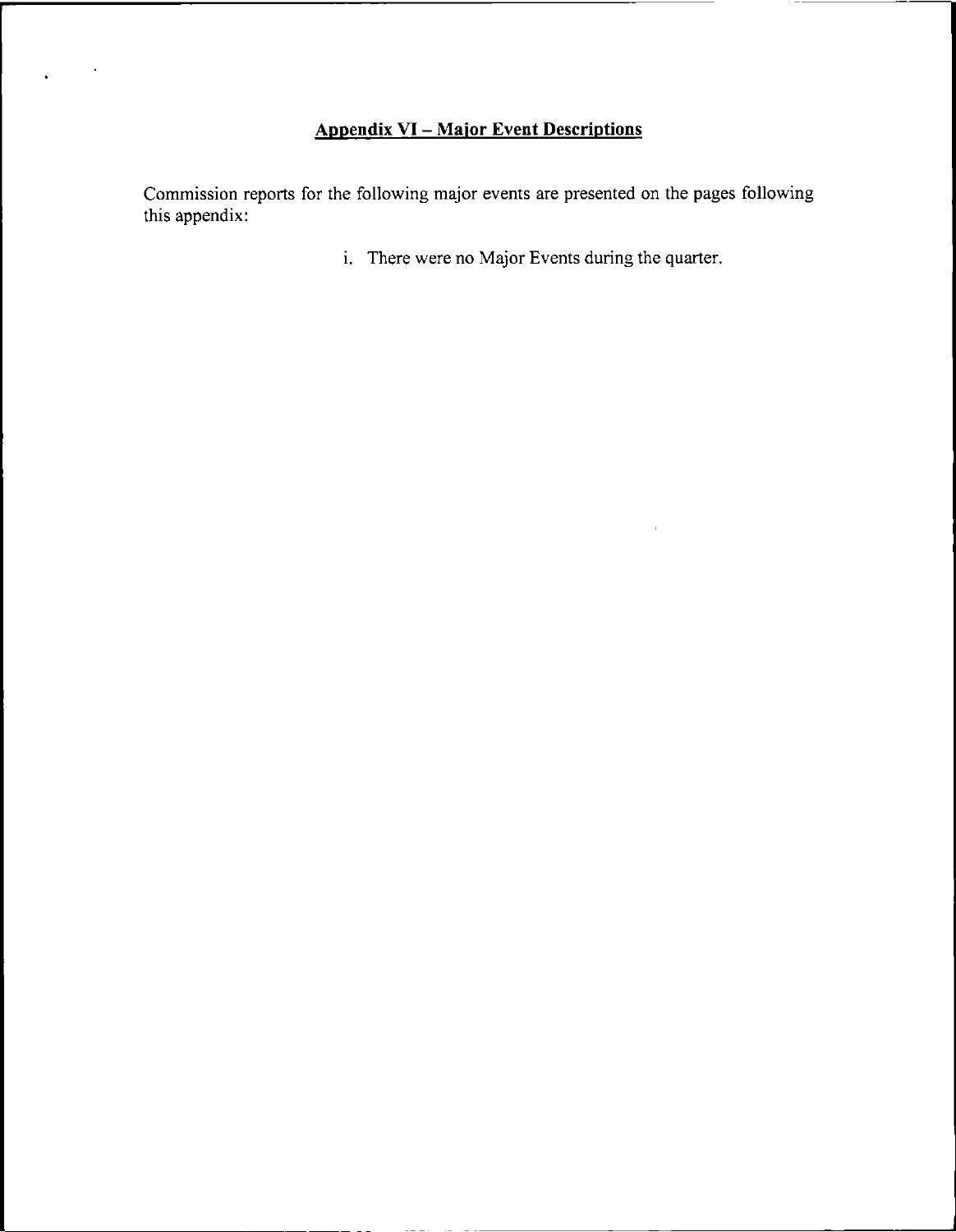## Appendix VI – Major Event Descriptions

Commission reports for the following major events are presented on the pages following this appendix:

i. There were no Major Events during the quarter.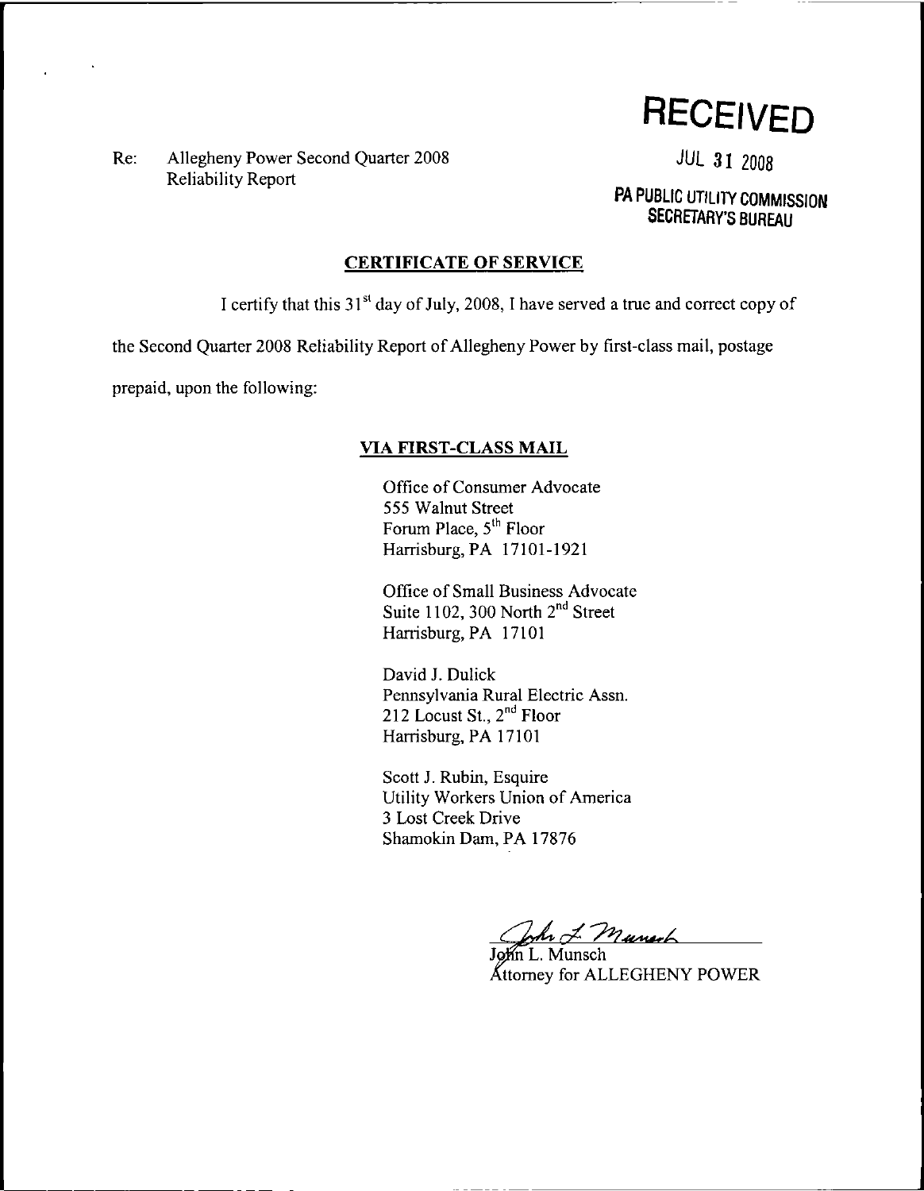**RECEIVED**

JUL 31 2008

**PA PUBLIC UTILITY COMMISSION SECRETARY'S BUREAU**

Re: Allegheny Power Second Quarter 2008 Reliability Report

## CERTIFICATE OF SERVICE

I certify that this 31st day of July, 2008, I have served a true and correct copy of the Second Quarter 2008 Reliability Report of Allegheny Power by first-class mail, postage prepaid, upon the following:

### VIA FIRST-CLASS MAIL

Office of Consumer Advocate
555 Walnut Street
Forum Place, 5th Floor
Harrisburg, PA 17101-1921

Office of Small Business Advocate
Suite 1102, 300 North 2nd Street
Harrisburg, PA 17101

David J. Dulick
Pennsylvania Rural Electric Assn.
212 Locust St., 2nd Floor
Harrisburg, PA 17101

Scott J. Rubin, Esquire
Utility Workers Union of America
3 Lost Creek Drive
Shamokin Dam, PA 17876

John L. Munsch
Attorney for ALLEGHENY POWER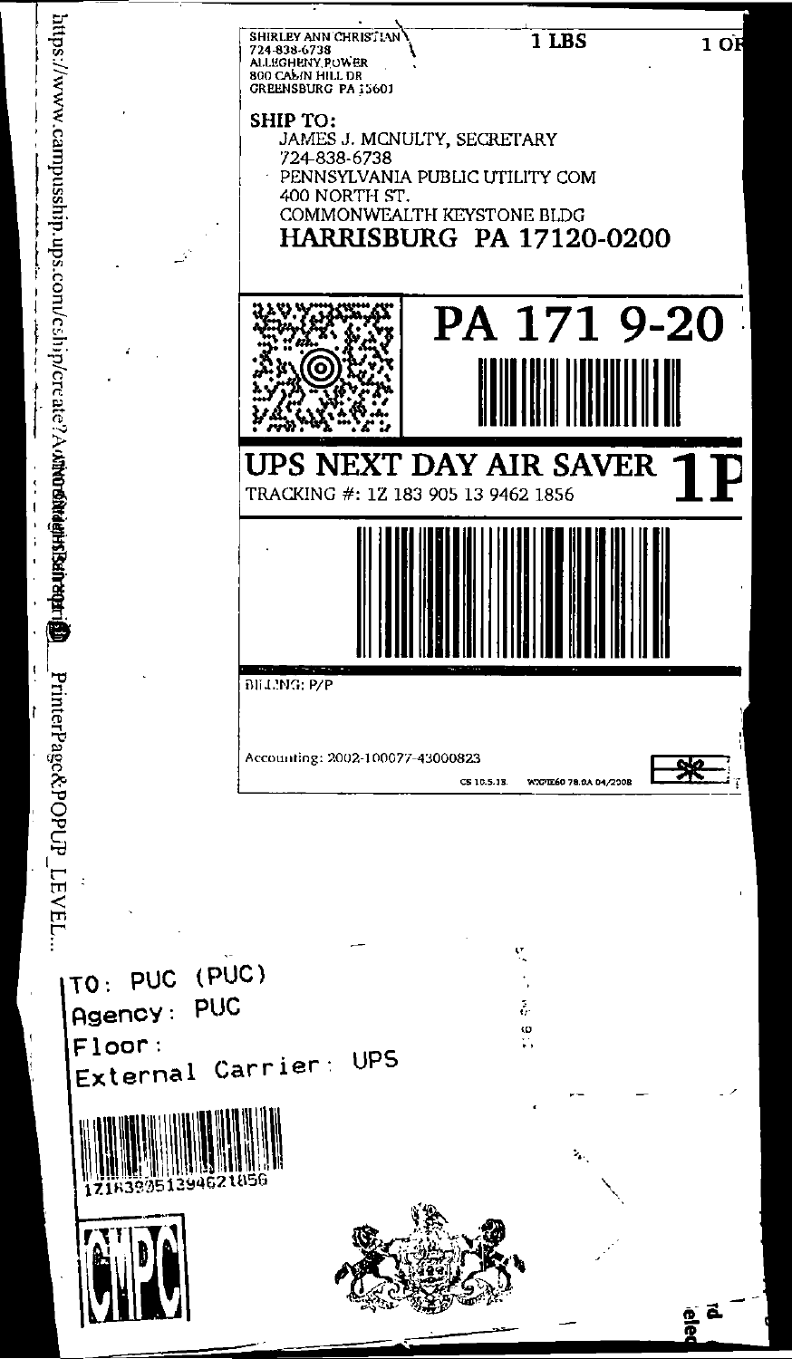SHIRLEY ANN CHRISTIAN
724-838-6738
ALLEGHENY POWER
800 CABIN HILL DR
GREENSBURG PA 15601

1 LBS

1 OF

**SHIP TO:**

JAMES J. MCNULTY, SECRETARY
724-838-6738
PENNSYLVANIA PUBLIC UTILITY COM
400 NORTH ST.
COMMONWEALTH KEYSTONE BLDG

**HARRISBURG PA 17120-0200**

**PA 171 9-20**

**UPS NEXT DAY AIR SAVER 1P**

TRACKING #: 1Z 183 905 13 9462 1856

BILLING: P/P

Accounting: 2002-100077-43000823

CS 10.5.13. WXPIE60 78.0A 04/2008

https://www.campusship.ups.com/cship/create?A...PrinterPage&POPUP_LEVEL...

TO: PUC (PUC)
Agency: PUC
Floor:
External Carrier: UPS

1Z18390513946218 56

CHPC